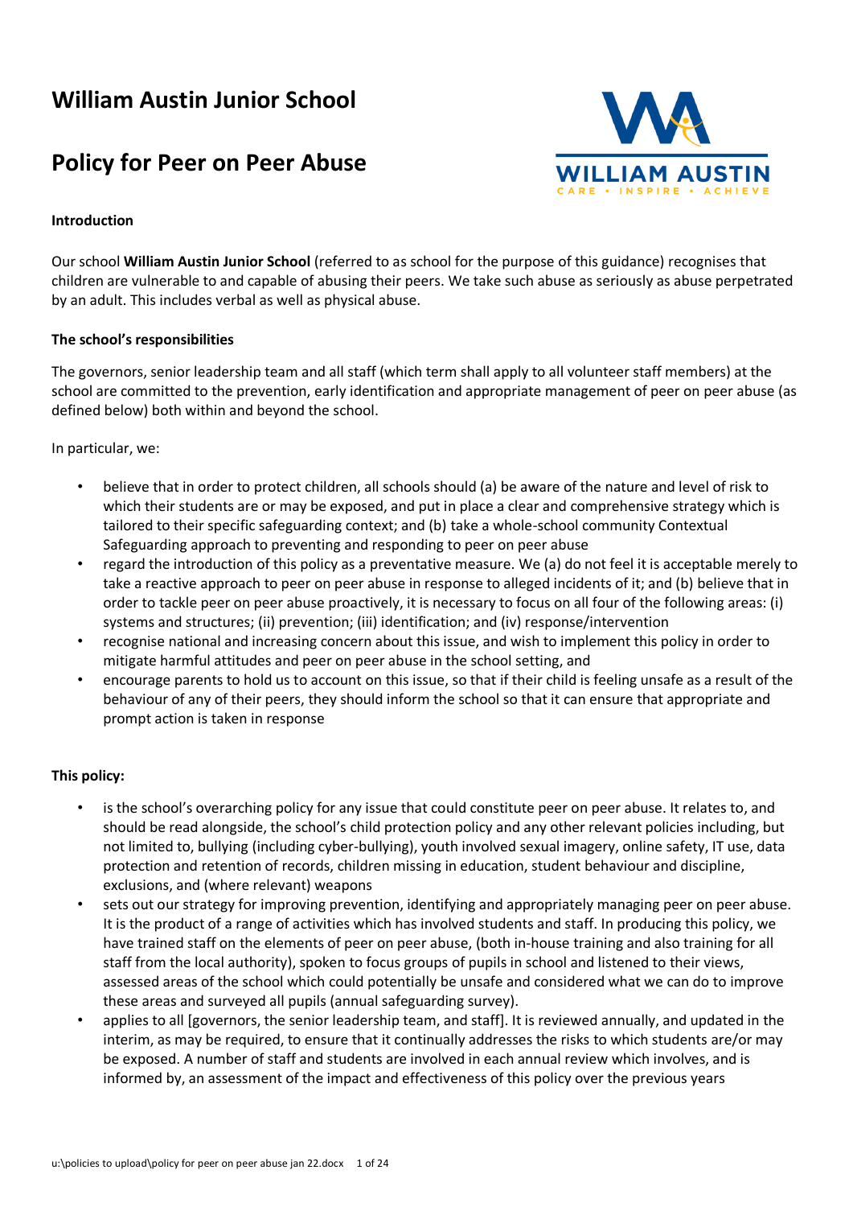# William Austin Junior School

# Policy for Peer on Peer Abuse

**Introduction**

Our school **William Austin Junior School** (referred to as school for the purpose of this guidance) recognises that children are vulnerable to and capable of abusing their peers. We take such abuse as seriously as abuse perpetrated by an adult. This includes verbal as well as physical abuse.

**The school's responsibilities**

The governors, senior leadership team and all staff (which term shall apply to all volunteer staff members) at the school are committed to the prevention, early identification and appropriate management of peer on peer abuse (as defined below) both within and beyond the school.

In particular, we:

- believe that in order to protect children, all schools should (a) be aware of the nature and level of risk to which their students are or may be exposed, and put in place a clear and comprehensive strategy which is tailored to their specific safeguarding context; and (b) take a whole-school community Contextual Safeguarding approach to preventing and responding to peer on peer abuse
- regard the introduction of this policy as a preventative measure. We (a) do not feel it is acceptable merely to take a reactive approach to peer on peer abuse in response to alleged incidents of it; and (b) believe that in order to tackle peer on peer abuse proactively, it is necessary to focus on all four of the following areas: (i) systems and structures; (ii) prevention; (iii) identification; and (iv) response/intervention
- recognise national and increasing concern about this issue, and wish to implement this policy in order to mitigate harmful attitudes and peer on peer abuse in the school setting, and
- encourage parents to hold us to account on this issue, so that if their child is feeling unsafe as a result of the behaviour of any of their peers, they should inform the school so that it can ensure that appropriate and prompt action is taken in response

**This policy:**

- is the school's overarching policy for any issue that could constitute peer on peer abuse. It relates to, and should be read alongside, the school's child protection policy and any other relevant policies including, but not limited to, bullying (including cyber-bullying), youth involved sexual imagery, online safety, IT use, data protection and retention of records, children missing in education, student behaviour and discipline, exclusions, and (where relevant) weapons
- sets out our strategy for improving prevention, identifying and appropriately managing peer on peer abuse. It is the product of a range of activities which has involved students and staff. In producing this policy, we have trained staff on the elements of peer on peer abuse, (both in-house training and also training for all staff from the local authority), spoken to focus groups of pupils in school and listened to their views, assessed areas of the school which could potentially be unsafe and considered what we can do to improve these areas and surveyed all pupils (annual safeguarding survey).
- applies to all [governors, the senior leadership team, and staff]. It is reviewed annually, and updated in the interim, as may be required, to ensure that it continually addresses the risks to which students are/or may be exposed. A number of staff and students are involved in each annual review which involves, and is informed by, an assessment of the impact and effectiveness of this policy over the previous years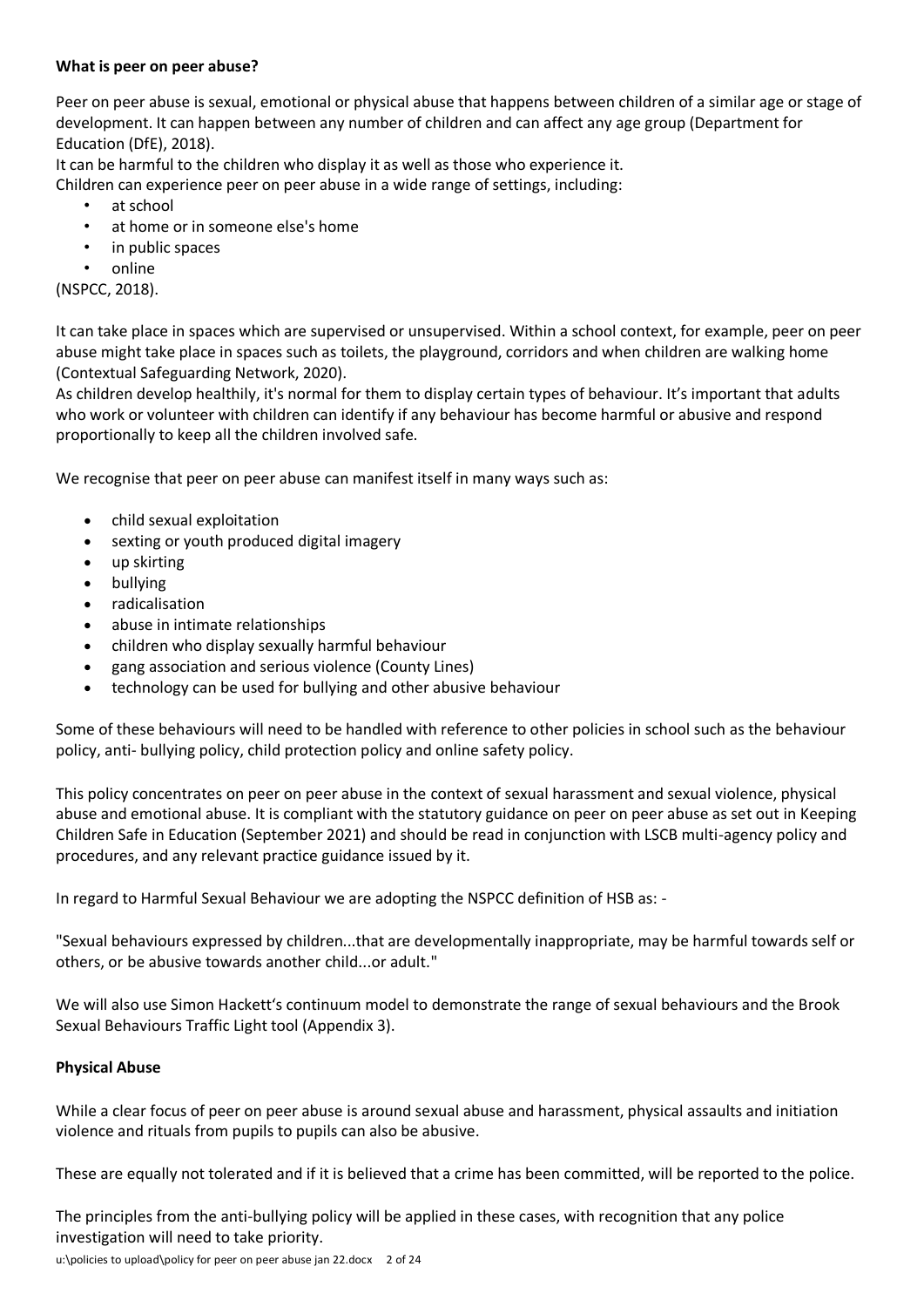**What is peer on peer abuse?**

Peer on peer abuse is sexual, emotional or physical abuse that happens between children of a similar age or stage of development. It can happen between any number of children and can affect any age group (Department for Education (DfE), 2018).

It can be harmful to the children who display it as well as those who experience it.

Children can experience peer on peer abuse in a wide range of settings, including:

- at school
- at home or in someone else's home
- in public spaces
- online

(NSPCC, 2018).

It can take place in spaces which are supervised or unsupervised. Within a school context, for example, peer on peer abuse might take place in spaces such as toilets, the playground, corridors and when children are walking home (Contextual Safeguarding Network, 2020).

As children develop healthily, it's normal for them to display certain types of behaviour. It's important that adults who work or volunteer with children can identify if any behaviour has become harmful or abusive and respond proportionally to keep all the children involved safe.

We recognise that peer on peer abuse can manifest itself in many ways such as:

- child sexual exploitation
- sexting or youth produced digital imagery
- up skirting
- bullying
- radicalisation
- abuse in intimate relationships
- children who display sexually harmful behaviour
- gang association and serious violence (County Lines)
- technology can be used for bullying and other abusive behaviour

Some of these behaviours will need to be handled with reference to other policies in school such as the behaviour policy, anti- bullying policy, child protection policy and online safety policy.

This policy concentrates on peer on peer abuse in the context of sexual harassment and sexual violence, physical abuse and emotional abuse. It is compliant with the statutory guidance on peer on peer abuse as set out in Keeping Children Safe in Education (September 2021) and should be read in conjunction with LSCB multi-agency policy and procedures, and any relevant practice guidance issued by it.

In regard to Harmful Sexual Behaviour we are adopting the NSPCC definition of HSB as: -

"Sexual behaviours expressed by children...that are developmentally inappropriate, may be harmful towards self or others, or be abusive towards another child...or adult."

We will also use Simon Hackett's continuum model to demonstrate the range of sexual behaviours and the Brook Sexual Behaviours Traffic Light tool (Appendix 3).

**Physical Abuse**

While a clear focus of peer on peer abuse is around sexual abuse and harassment, physical assaults and initiation violence and rituals from pupils to pupils can also be abusive.

These are equally not tolerated and if it is believed that a crime has been committed, will be reported to the police.

The principles from the anti-bullying policy will be applied in these cases, with recognition that any police investigation will need to take priority.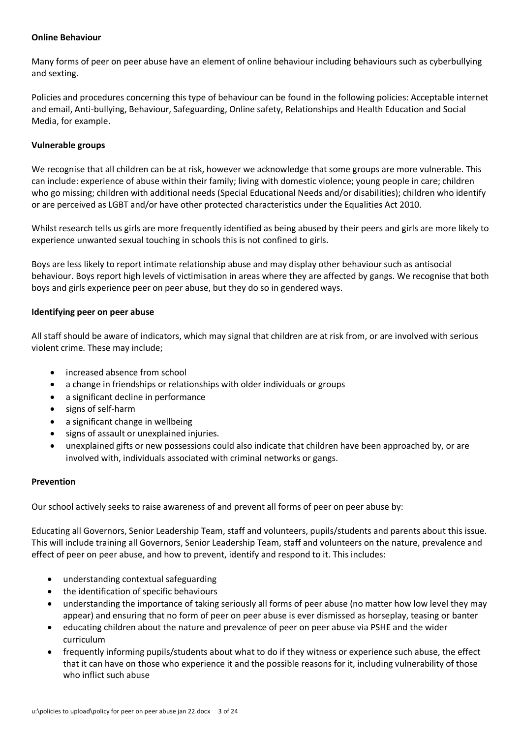**Online Behaviour**

Many forms of peer on peer abuse have an element of online behaviour including behaviours such as cyberbullying and sexting.

Policies and procedures concerning this type of behaviour can be found in the following policies: Acceptable internet and email, Anti-bullying, Behaviour, Safeguarding, Online safety, Relationships and Health Education and Social Media, for example.

**Vulnerable groups**

We recognise that all children can be at risk, however we acknowledge that some groups are more vulnerable. This can include: experience of abuse within their family; living with domestic violence; young people in care; children who go missing; children with additional needs (Special Educational Needs and/or disabilities); children who identify or are perceived as LGBT and/or have other protected characteristics under the Equalities Act 2010.

Whilst research tells us girls are more frequently identified as being abused by their peers and girls are more likely to experience unwanted sexual touching in schools this is not confined to girls.

Boys are less likely to report intimate relationship abuse and may display other behaviour such as antisocial behaviour. Boys report high levels of victimisation in areas where they are affected by gangs. We recognise that both boys and girls experience peer on peer abuse, but they do so in gendered ways.

**Identifying peer on peer abuse**

All staff should be aware of indicators, which may signal that children are at risk from, or are involved with serious violent crime. These may include;

- increased absence from school
- a change in friendships or relationships with older individuals or groups
- a significant decline in performance
- signs of self-harm
- a significant change in wellbeing
- signs of assault or unexplained injuries.
- unexplained gifts or new possessions could also indicate that children have been approached by, or are involved with, individuals associated with criminal networks or gangs.

**Prevention**

Our school actively seeks to raise awareness of and prevent all forms of peer on peer abuse by:

Educating all Governors, Senior Leadership Team, staff and volunteers, pupils/students and parents about this issue. This will include training all Governors, Senior Leadership Team, staff and volunteers on the nature, prevalence and effect of peer on peer abuse, and how to prevent, identify and respond to it. This includes:

- understanding contextual safeguarding
- the identification of specific behaviours
- understanding the importance of taking seriously all forms of peer abuse (no matter how low level they may appear) and ensuring that no form of peer on peer abuse is ever dismissed as horseplay, teasing or banter
- educating children about the nature and prevalence of peer on peer abuse via PSHE and the wider curriculum
- frequently informing pupils/students about what to do if they witness or experience such abuse, the effect that it can have on those who experience it and the possible reasons for it, including vulnerability of those who inflict such abuse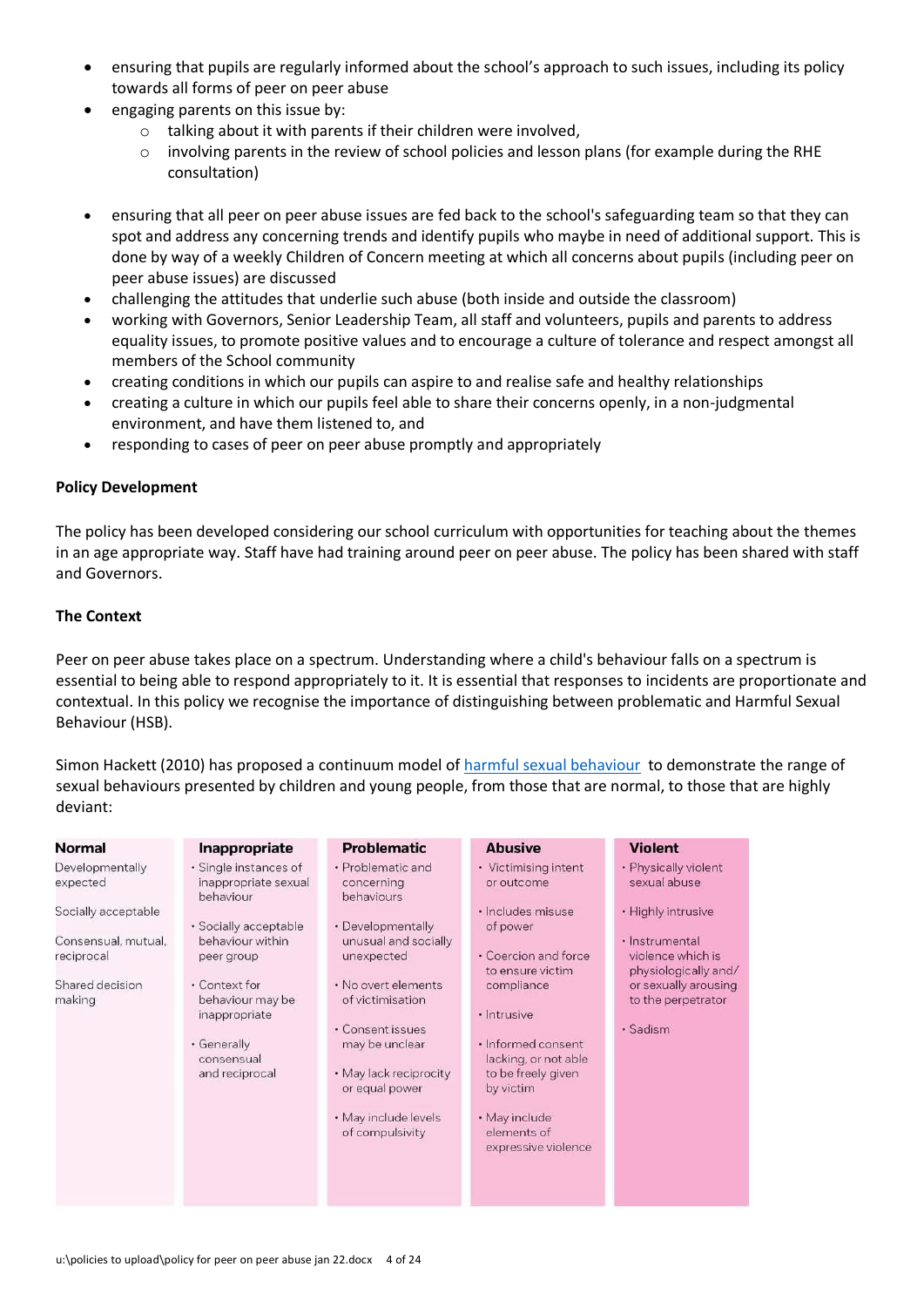- ensuring that pupils are regularly informed about the school's approach to such issues, including its policy towards all forms of peer on peer abuse
- engaging parents on this issue by:
    - talking about it with parents if their children were involved,
    - involving parents in the review of school policies and lesson plans (for example during the RHE consultation)
- ensuring that all peer on peer abuse issues are fed back to the school's safeguarding team so that they can spot and address any concerning trends and identify pupils who maybe in need of additional support. This is done by way of a weekly Children of Concern meeting at which all concerns about pupils (including peer on peer abuse issues) are discussed
- challenging the attitudes that underlie such abuse (both inside and outside the classroom)
- working with Governors, Senior Leadership Team, all staff and volunteers, pupils and parents to address equality issues, to promote positive values and to encourage a culture of tolerance and respect amongst all members of the School community
- creating conditions in which our pupils can aspire to and realise safe and healthy relationships
- creating a culture in which our pupils feel able to share their concerns openly, in a non-judgmental environment, and have them listened to, and
- responding to cases of peer on peer abuse promptly and appropriately

**Policy Development**

The policy has been developed considering our school curriculum with opportunities for teaching about the themes in an age appropriate way. Staff have had training around peer on peer abuse. The policy has been shared with staff and Governors.

**The Context**

Peer on peer abuse takes place on a spectrum. Understanding where a child's behaviour falls on a spectrum is essential to being able to respond appropriately to it. It is essential that responses to incidents are proportionate and contextual. In this policy we recognise the importance of distinguishing between problematic and Harmful Sexual Behaviour (HSB).

Simon Hackett (2010) has proposed a continuum model of harmful sexual behaviour to demonstrate the range of sexual behaviours presented by children and young people, from those that are normal, to those that are highly deviant:

| Normal | Inappropriate | Problematic | Abusive | Violent |
|---|---|---|---|---|
| Developmentally expected<br><br>Socially acceptable<br><br>Consensual, mutual, reciprocal<br><br>Shared decision making | • Single instances of inappropriate sexual behaviour<br><br>• Socially acceptable behaviour within peer group<br><br>• Context for behaviour may be inappropriate<br><br>• Generally consensual and reciprocal | • Problematic and concerning behaviours<br><br>• Developmentally unusual and socially unexpected<br><br>• No overt elements of victimisation<br><br>• Consent issues may be unclear<br><br>• May lack reciprocity or equal power<br><br>• May include levels of compulsivity | • Victimising intent or outcome<br><br>• Includes misuse of power<br><br>• Coercion and force to ensure victim compliance<br><br>• Intrusive<br><br>• Informed consent lacking, or not able to be freely given by victim<br><br>• May include elements of expressive violence | • Physically violent sexual abuse<br><br>• Highly intrusive<br><br>• Instrumental violence which is physiologically and/ or sexually arousing to the perpetrator<br><br>• Sadism |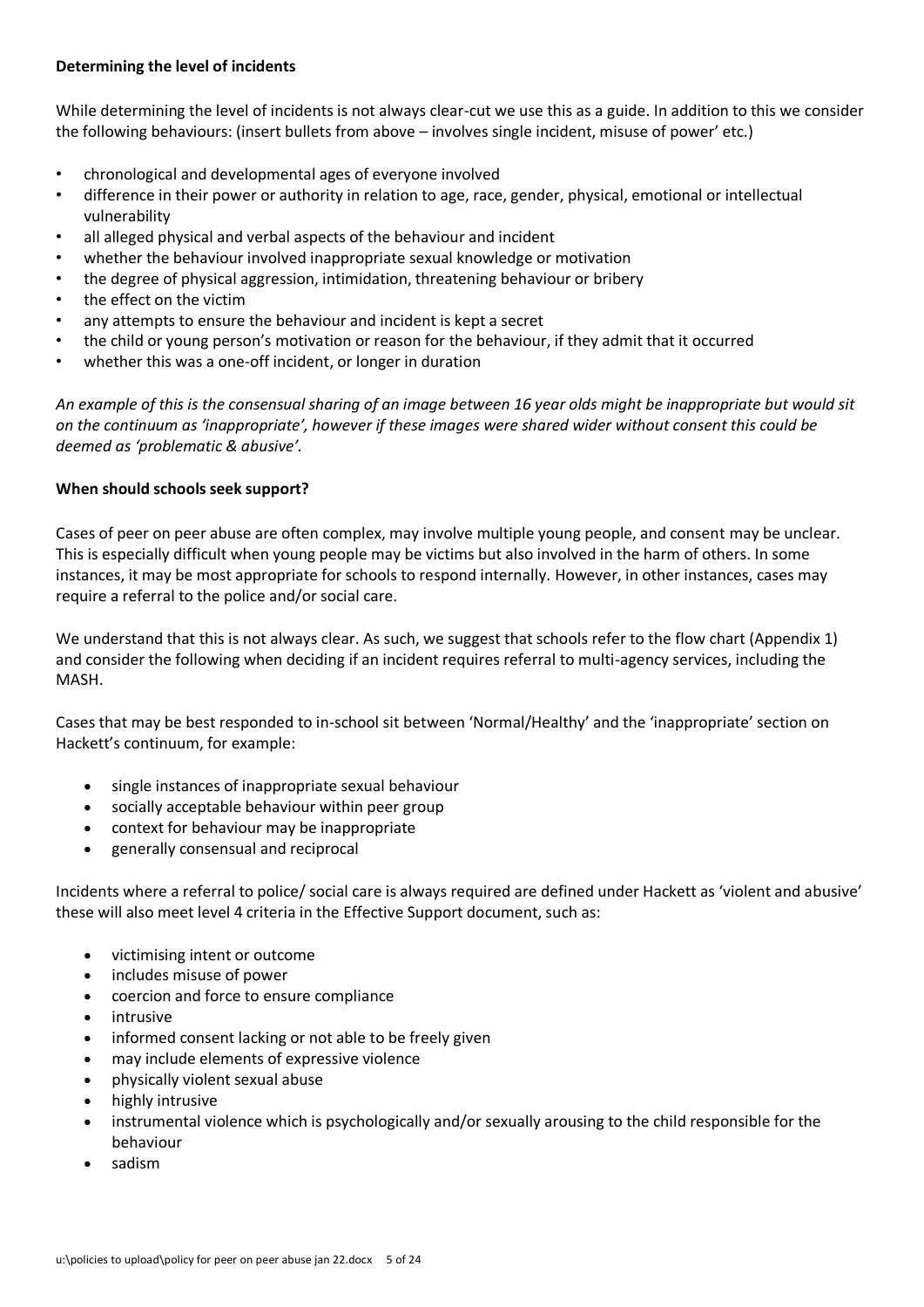**Determining the level of incidents**

While determining the level of incidents is not always clear-cut we use this as a guide. In addition to this we consider the following behaviours: (insert bullets from above – involves single incident, misuse of power' etc.)

- chronological and developmental ages of everyone involved
- difference in their power or authority in relation to age, race, gender, physical, emotional or intellectual vulnerability
- all alleged physical and verbal aspects of the behaviour and incident
- whether the behaviour involved inappropriate sexual knowledge or motivation
- the degree of physical aggression, intimidation, threatening behaviour or bribery
- the effect on the victim
- any attempts to ensure the behaviour and incident is kept a secret
- the child or young person's motivation or reason for the behaviour, if they admit that it occurred
- whether this was a one-off incident, or longer in duration

*An example of this is the consensual sharing of an image between 16 year olds might be inappropriate but would sit on the continuum as 'inappropriate', however if these images were shared wider without consent this could be deemed as 'problematic & abusive'.*

**When should schools seek support?**

Cases of peer on peer abuse are often complex, may involve multiple young people, and consent may be unclear. This is especially difficult when young people may be victims but also involved in the harm of others. In some instances, it may be most appropriate for schools to respond internally. However, in other instances, cases may require a referral to the police and/or social care.

We understand that this is not always clear. As such, we suggest that schools refer to the flow chart (Appendix 1) and consider the following when deciding if an incident requires referral to multi-agency services, including the MASH.

Cases that may be best responded to in-school sit between 'Normal/Healthy' and the 'inappropriate' section on Hackett's continuum, for example:

- single instances of inappropriate sexual behaviour
- socially acceptable behaviour within peer group
- context for behaviour may be inappropriate
- generally consensual and reciprocal

Incidents where a referral to police/ social care is always required are defined under Hackett as 'violent and abusive' these will also meet level 4 criteria in the Effective Support document, such as:

- victimising intent or outcome
- includes misuse of power
- coercion and force to ensure compliance
- intrusive
- informed consent lacking or not able to be freely given
- may include elements of expressive violence
- physically violent sexual abuse
- highly intrusive
- instrumental violence which is psychologically and/or sexually arousing to the child responsible for the behaviour
- sadism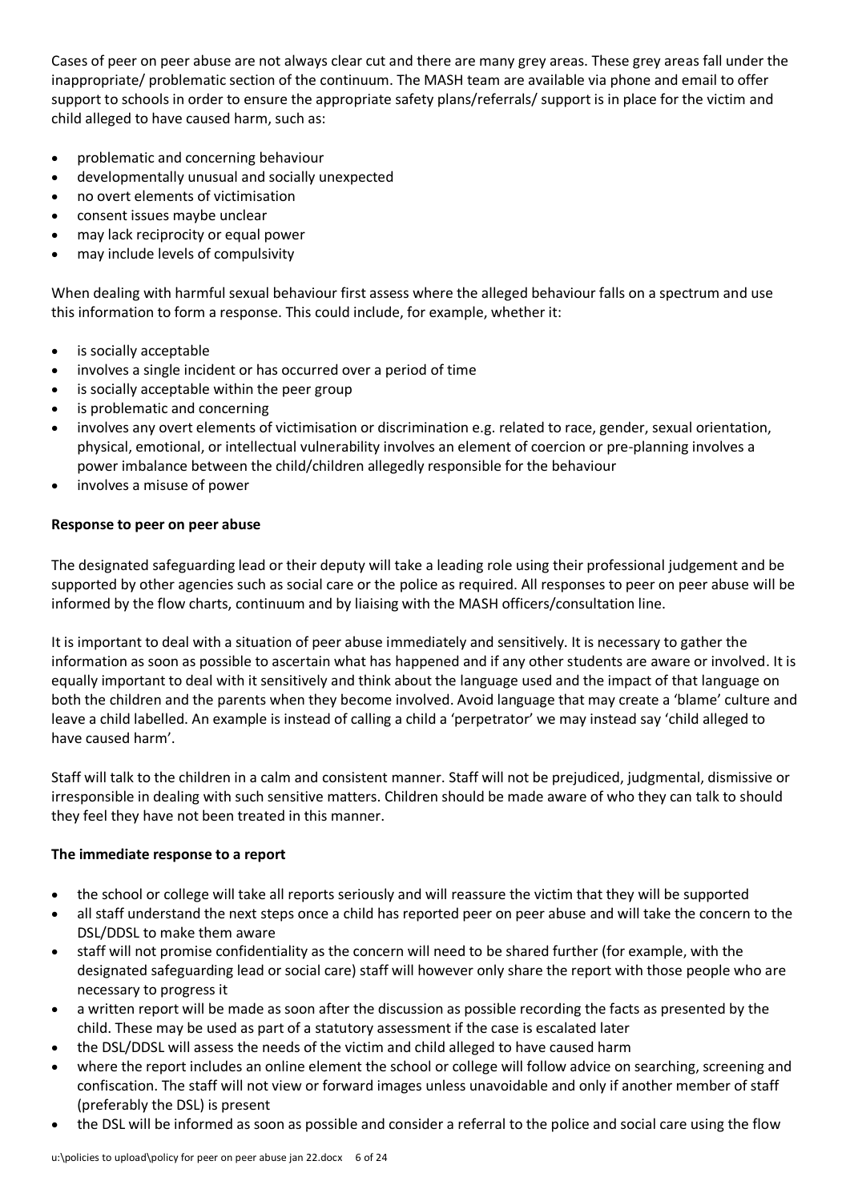Cases of peer on peer abuse are not always clear cut and there are many grey areas. These grey areas fall under the inappropriate/ problematic section of the continuum. The MASH team are available via phone and email to offer support to schools in order to ensure the appropriate safety plans/referrals/ support is in place for the victim and child alleged to have caused harm, such as:

- problematic and concerning behaviour
- developmentally unusual and socially unexpected
- no overt elements of victimisation
- consent issues maybe unclear
- may lack reciprocity or equal power
- may include levels of compulsivity

When dealing with harmful sexual behaviour first assess where the alleged behaviour falls on a spectrum and use this information to form a response. This could include, for example, whether it:

- is socially acceptable
- involves a single incident or has occurred over a period of time
- is socially acceptable within the peer group
- is problematic and concerning
- involves any overt elements of victimisation or discrimination e.g. related to race, gender, sexual orientation, physical, emotional, or intellectual vulnerability involves an element of coercion or pre-planning involves a power imbalance between the child/children allegedly responsible for the behaviour
- involves a misuse of power

**Response to peer on peer abuse**

The designated safeguarding lead or their deputy will take a leading role using their professional judgement and be supported by other agencies such as social care or the police as required. All responses to peer on peer abuse will be informed by the flow charts, continuum and by liaising with the MASH officers/consultation line.

It is important to deal with a situation of peer abuse immediately and sensitively. It is necessary to gather the information as soon as possible to ascertain what has happened and if any other students are aware or involved. It is equally important to deal with it sensitively and think about the language used and the impact of that language on both the children and the parents when they become involved. Avoid language that may create a 'blame' culture and leave a child labelled. An example is instead of calling a child a 'perpetrator' we may instead say 'child alleged to have caused harm'.

Staff will talk to the children in a calm and consistent manner. Staff will not be prejudiced, judgmental, dismissive or irresponsible in dealing with such sensitive matters. Children should be made aware of who they can talk to should they feel they have not been treated in this manner.

**The immediate response to a report**

- the school or college will take all reports seriously and will reassure the victim that they will be supported
- all staff understand the next steps once a child has reported peer on peer abuse and will take the concern to the DSL/DDSL to make them aware
- staff will not promise confidentiality as the concern will need to be shared further (for example, with the designated safeguarding lead or social care) staff will however only share the report with those people who are necessary to progress it
- a written report will be made as soon after the discussion as possible recording the facts as presented by the child. These may be used as part of a statutory assessment if the case is escalated later
- the DSL/DDSL will assess the needs of the victim and child alleged to have caused harm
- where the report includes an online element the school or college will follow advice on searching, screening and confiscation. The staff will not view or forward images unless unavoidable and only if another member of staff (preferably the DSL) is present
- the DSL will be informed as soon as possible and consider a referral to the police and social care using the flow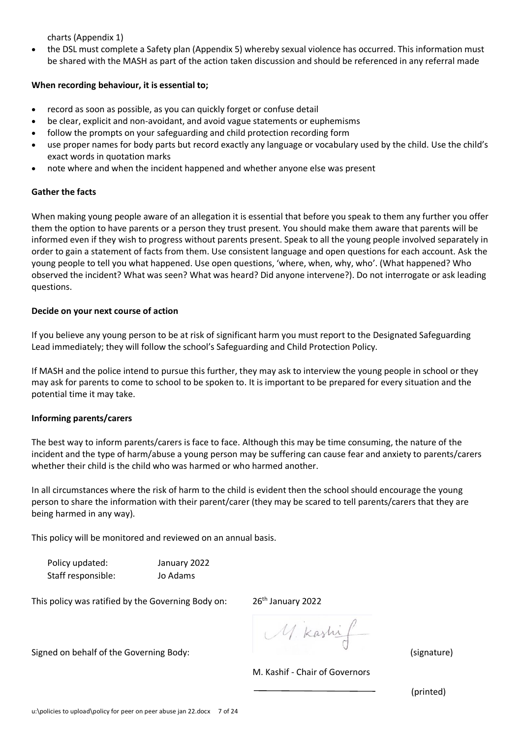charts (Appendix 1)

- the DSL must complete a Safety plan (Appendix 5) whereby sexual violence has occurred. This information must be shared with the MASH as part of the action taken discussion and should be referenced in any referral made

**When recording behaviour, it is essential to;**

- record as soon as possible, as you can quickly forget or confuse detail
- be clear, explicit and non-avoidant, and avoid vague statements or euphemisms
- follow the prompts on your safeguarding and child protection recording form
- use proper names for body parts but record exactly any language or vocabulary used by the child. Use the child's exact words in quotation marks
- note where and when the incident happened and whether anyone else was present

**Gather the facts**

When making young people aware of an allegation it is essential that before you speak to them any further you offer them the option to have parents or a person they trust present. You should make them aware that parents will be informed even if they wish to progress without parents present. Speak to all the young people involved separately in order to gain a statement of facts from them. Use consistent language and open questions for each account. Ask the young people to tell you what happened. Use open questions, 'where, when, why, who'. (What happened? Who observed the incident? What was seen? What was heard? Did anyone intervene?). Do not interrogate or ask leading questions.

**Decide on your next course of action**

If you believe any young person to be at risk of significant harm you must report to the Designated Safeguarding Lead immediately; they will follow the school's Safeguarding and Child Protection Policy.

If MASH and the police intend to pursue this further, they may ask to interview the young people in school or they may ask for parents to come to school to be spoken to. It is important to be prepared for every situation and the potential time it may take.

**Informing parents/carers**

The best way to inform parents/carers is face to face. Although this may be time consuming, the nature of the incident and the type of harm/abuse a young person may be suffering can cause fear and anxiety to parents/carers whether their child is the child who was harmed or who harmed another.

In all circumstances where the risk of harm to the child is evident then the school should encourage the young person to share the information with their parent/carer (they may be scared to tell parents/carers that they are being harmed in any way).

This policy will be monitored and reviewed on an annual basis.

Policy updated: January 2022
Staff responsible: Jo Adams

This policy was ratified by the Governing Body on: 26th January 2022

Signed on behalf of the Governing Body: M. Kashif (signature)

M. Kashif - Chair of Governors (printed)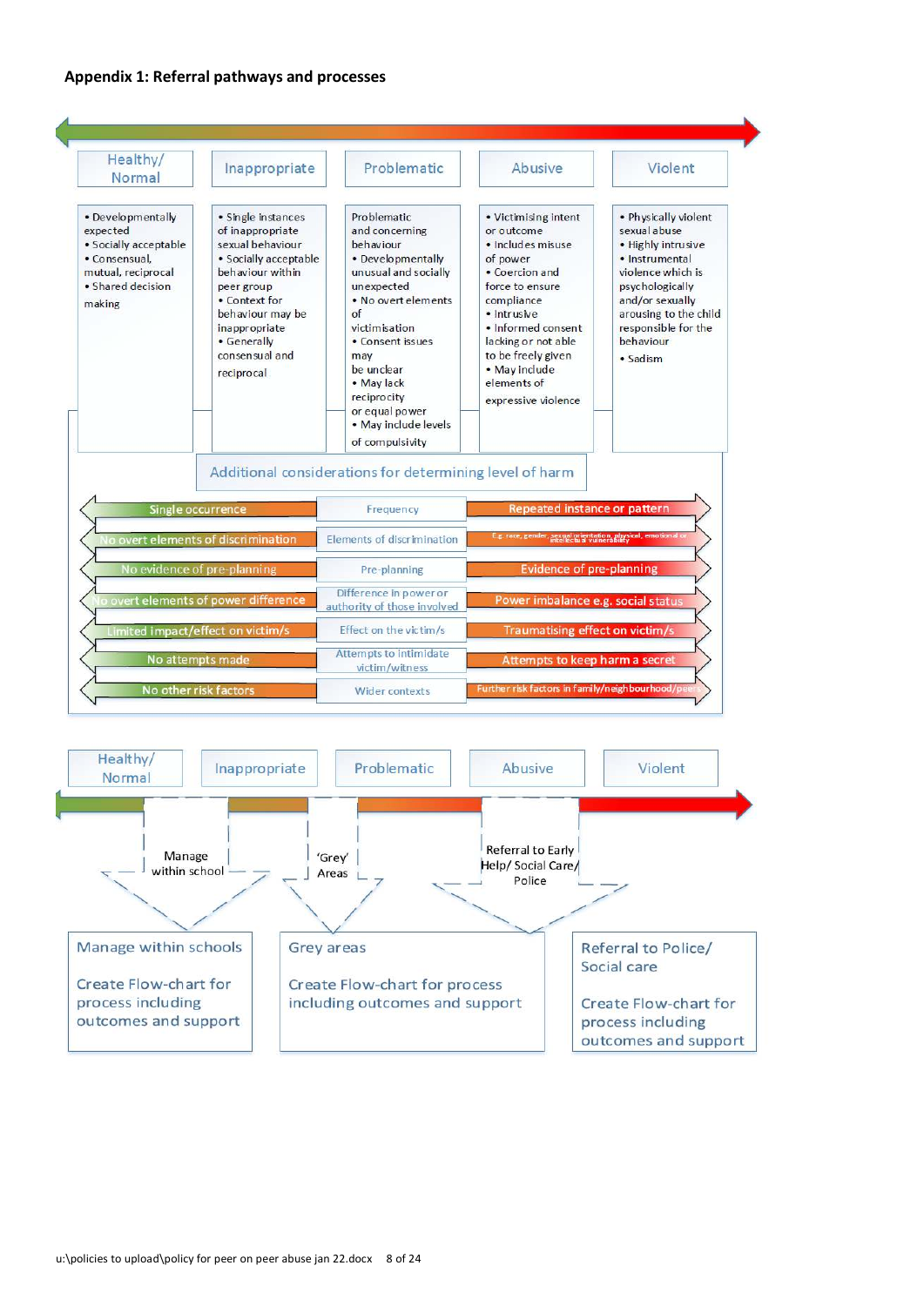## Appendix 1: Referral pathways and processes

| Healthy/ Normal | Inappropriate | Problematic | Abusive | Violent |
|---|---|---|---|---|
| • Developmentally expected<br>• Socially acceptable<br>• Consensual, mutual, reciprocal<br>• Shared decision making | • Single instances of inappropriate sexual behaviour<br>• Socially acceptable behaviour within peer group<br>• Context for behaviour may be inappropriate<br>• Generally consensual and reciprocal | Problematic and concerning behaviour<br>• Developmentally unusual and socially unexpected<br>• No overt elements of victimisation<br>• Consent issues may be unclear<br>• May lack reciprocity or equal power<br>• May include levels of compulsivity | • Victimising intent or outcome<br>• Includes misuse of power<br>• Coercion and force to ensure compliance<br>• Intrusive<br>• Informed consent lacking or not able to be freely given<br>• May include elements of expressive violence | • Physically violent sexual abuse<br>• Highly intrusive<br>• Instrumental violence which is psychologically and/or sexually arousing to the child responsible for the behaviour<br>• Sadism |

### Additional considerations for determining level of harm

| Lower level | Consideration | Higher level |
|---|---|---|
| Single occurrence | Frequency | Repeated instance or pattern |
| No overt elements of discrimination | Elements of discrimination | E.g. race, gender, sexual orientation, physical, emotional or intellectual vulnerability |
| No evidence of pre-planning | Pre-planning | Evidence of pre-planning |
| No overt elements of power difference | Difference in power or authority of those involved | Power imbalance e.g. social status |
| Limited impact/effect on victim/s | Effect on the victim/s | Traumatising effect on victim/s |
| No attempts made | Attempts to intimidate victim/witness | Attempts to keep harm a secret |
| No other risk factors | Wider contexts | Further risk factors in family/neighbourhood/peers |

Healthy/ Normal → Inappropriate → Problematic → Abusive → Violent

- Manage within school
- 'Grey' Areas
- Referral to Early Help/ Social Care/ Police

| Manage within schools | Grey areas | Referral to Police/ Social care |
|---|---|---|
| Create Flow-chart for process including outcomes and support | Create Flow-chart for process including outcomes and support | Create Flow-chart for process including outcomes and support |

u:\policies to upload\policy for peer on peer abuse jan 22.docx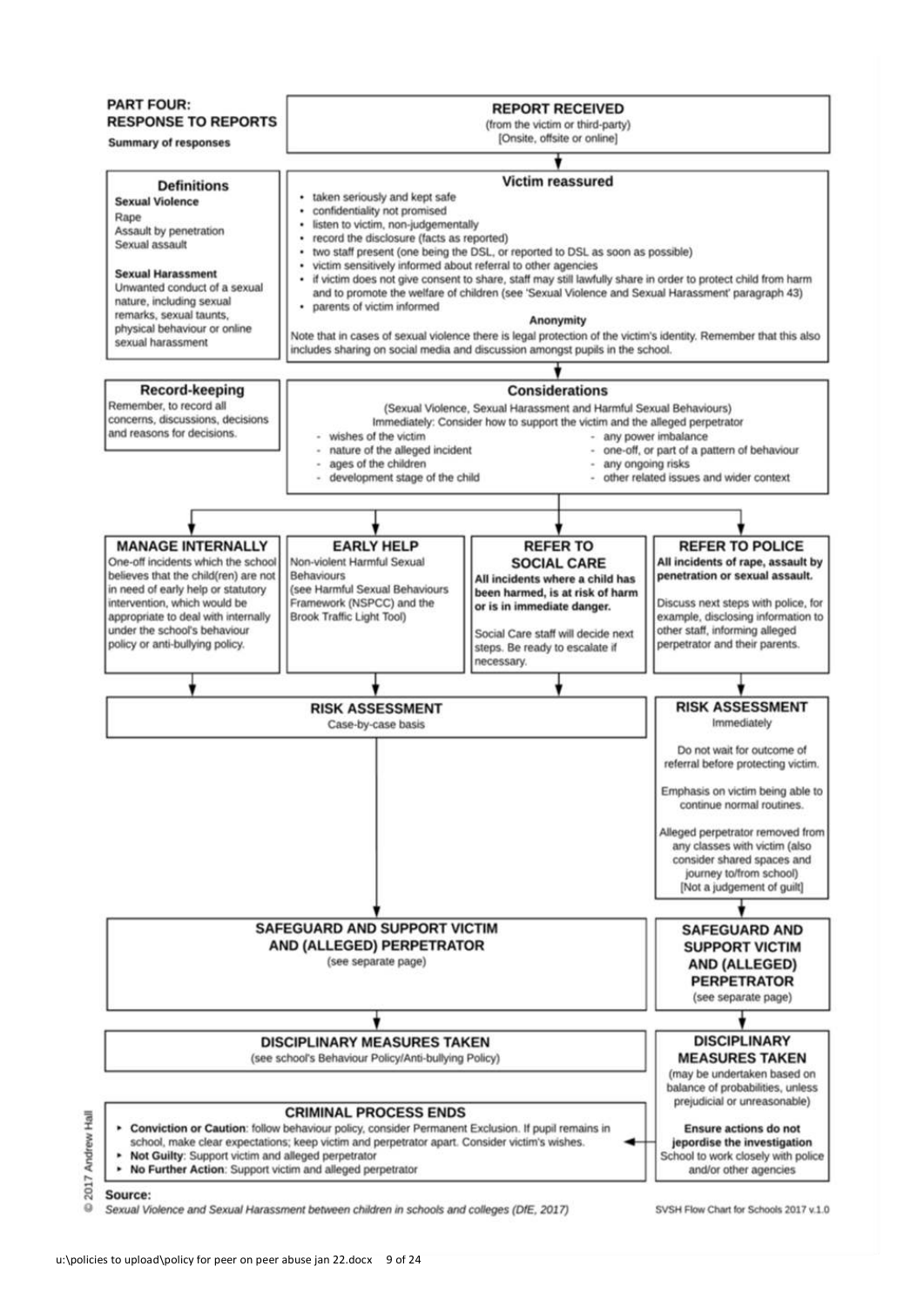## PART FOUR: RESPONSE TO REPORTS

**Summary of responses**

### Definitions

**Sexual Violence**

Rape
Assault by penetration
Sexual assault

**Sexual Harassment**

Unwanted conduct of a sexual nature, including sexual remarks, sexual taunts, physical behaviour or online sexual harassment

### Record-keeping

Remember, to record all concerns, discussions, decisions and reasons for decisions.

### REPORT RECEIVED

(from the victim or third-party)
[Onsite, offsite or online]

↓

### Victim reassured

- taken seriously and kept safe
- confidentiality not promised
- listen to victim, non-judgementally
- record the disclosure (facts as reported)
- two staff present (one being the DSL, or reported to DSL as soon as possible)
- victim sensitively informed about referral to other agencies
- if victim does not give consent to share, staff may still lawfully share in order to protect child from harm and to promote the welfare of children (see 'Sexual Violence and Sexual Harassment' paragraph 43)
- parents of victim informed

**Anonymity**

Note that in cases of sexual violence there is legal protection of the victim's identity. Remember that this also includes sharing on social media and discussion amongst pupils in the school.

↓

### Considerations

(Sexual Violence, Sexual Harassment and Harmful Sexual Behaviours)
Immediately: Consider how to support the victim and the alleged perpetrator

- wishes of the victim
- nature of the alleged incident
- ages of the children
- development stage of the child
- any power imbalance
- one-off, or part of a pattern of behaviour
- any ongoing risks
- other related issues and wider context

↓

### MANAGE INTERNALLY

One-off incidents which the school believes that the child(ren) are not in need of early help or statutory intervention, which would be appropriate to deal with internally under the school's behaviour policy or anti-bullying policy.

### EARLY HELP

Non-violent Harmful Sexual Behaviours
(see Harmful Sexual Behaviours Framework (NSPCC) and the Brook Traffic Light Tool)

### REFER TO SOCIAL CARE

**All incidents where a child has been harmed, is at risk of harm or is in immediate danger.**

Social Care staff will decide next steps. Be ready to escalate if necessary.

### REFER TO POLICE

**All incidents of rape, assault by penetration or sexual assault.**

Discuss next steps with police, for example, disclosing information to other staff, informing alleged perpetrator and their parents.

↓

### RISK ASSESSMENT (Manage internally / Early help / Refer to social care)

Case-by-case basis

↓

### SAFEGUARD AND SUPPORT VICTIM AND (ALLEGED) PERPETRATOR

(see separate page)

↓

### DISCIPLINARY MEASURES TAKEN

(see school's Behaviour Policy/Anti-bullying Policy)

### RISK ASSESSMENT (Refer to police)

Immediately

Do not wait for outcome of referral before protecting victim.

Emphasis on victim being able to continue normal routines.

Alleged perpetrator removed from any classes with victim (also consider shared spaces and journey to/from school)
[Not a judgement of guilt]

↓

### SAFEGUARD AND SUPPORT VICTIM AND (ALLEGED) PERPETRATOR

(see separate page)

↓

### DISCIPLINARY MEASURES TAKEN

(may be undertaken based on balance of probabilities, unless prejudicial or unreasonable)

**Ensure actions do not jepordise the investigation**
School to work closely with police and/or other agencies

↓

### CRIMINAL PROCESS ENDS

- **Conviction or Caution**: follow behaviour policy, consider Permanent Exclusion. If pupil remains in school, make clear expectations; keep victim and perpetrator apart. Consider victim's wishes.
- **Not Guilty**: Support victim and alleged perpetrator
- **No Further Action**: Support victim and alleged perpetrator

**Source:**
*Sexual Violence and Sexual Harassment between children in schools and colleges (DfE, 2017)*

© 2017 Andrew Hall

SVSH Flow Chart for Schools 2017 v.1.0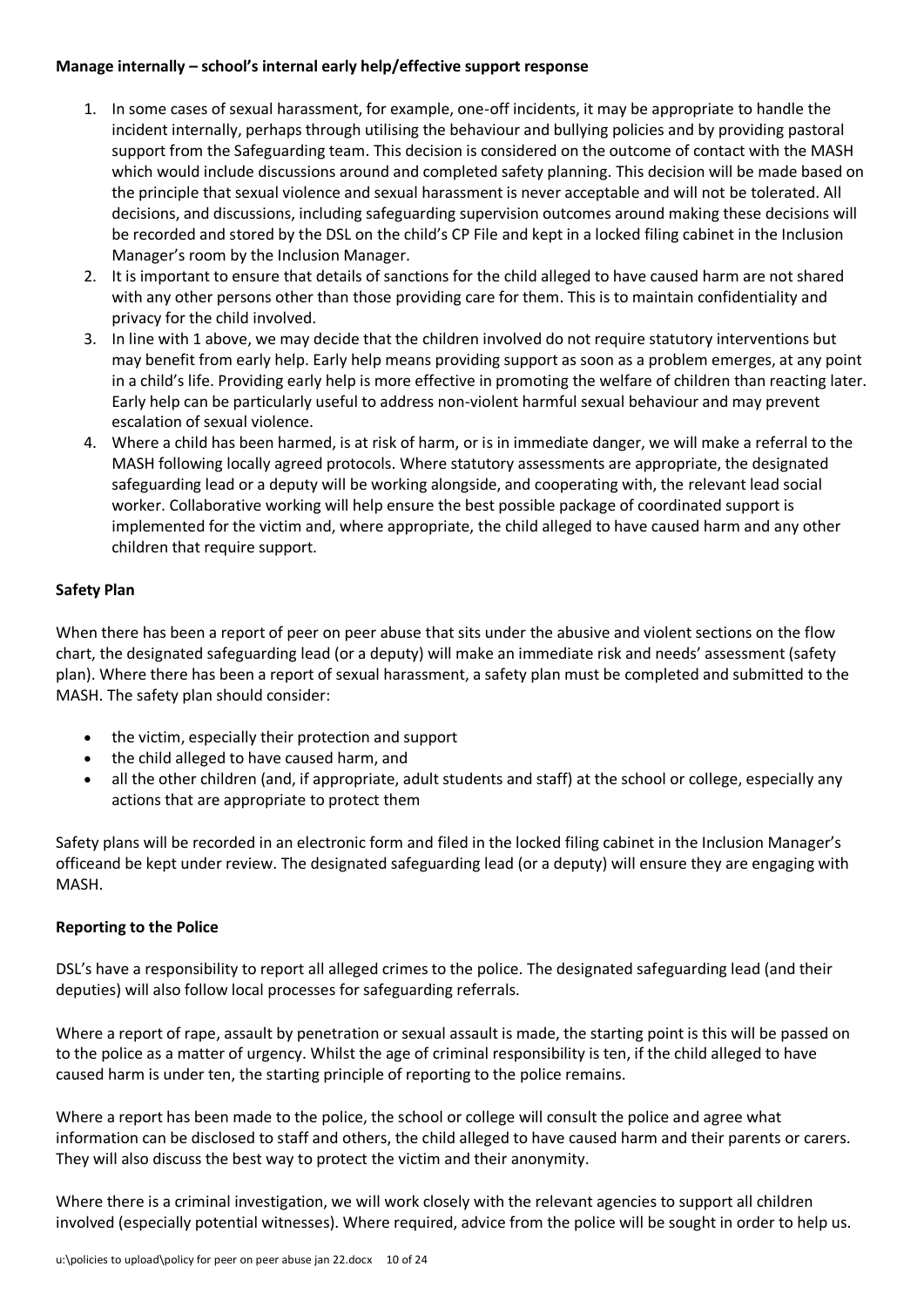**Manage internally – school's internal early help/effective support response**

1. In some cases of sexual harassment, for example, one-off incidents, it may be appropriate to handle the incident internally, perhaps through utilising the behaviour and bullying policies and by providing pastoral support from the Safeguarding team. This decision is considered on the outcome of contact with the MASH which would include discussions around and completed safety planning. This decision will be made based on the principle that sexual violence and sexual harassment is never acceptable and will not be tolerated. All decisions, and discussions, including safeguarding supervision outcomes around making these decisions will be recorded and stored by the DSL on the child's CP File and kept in a locked filing cabinet in the Inclusion Manager's room by the Inclusion Manager.
2. It is important to ensure that details of sanctions for the child alleged to have caused harm are not shared with any other persons other than those providing care for them. This is to maintain confidentiality and privacy for the child involved.
3. In line with 1 above, we may decide that the children involved do not require statutory interventions but may benefit from early help. Early help means providing support as soon as a problem emerges, at any point in a child's life. Providing early help is more effective in promoting the welfare of children than reacting later. Early help can be particularly useful to address non-violent harmful sexual behaviour and may prevent escalation of sexual violence.
4. Where a child has been harmed, is at risk of harm, or is in immediate danger, we will make a referral to the MASH following locally agreed protocols. Where statutory assessments are appropriate, the designated safeguarding lead or a deputy will be working alongside, and cooperating with, the relevant lead social worker. Collaborative working will help ensure the best possible package of coordinated support is implemented for the victim and, where appropriate, the child alleged to have caused harm and any other children that require support.

**Safety Plan**

When there has been a report of peer on peer abuse that sits under the abusive and violent sections on the flow chart, the designated safeguarding lead (or a deputy) will make an immediate risk and needs' assessment (safety plan). Where there has been a report of sexual harassment, a safety plan must be completed and submitted to the MASH. The safety plan should consider:

- the victim, especially their protection and support
- the child alleged to have caused harm, and
- all the other children (and, if appropriate, adult students and staff) at the school or college, especially any actions that are appropriate to protect them

Safety plans will be recorded in an electronic form and filed in the locked filing cabinet in the Inclusion Manager's officeand be kept under review. The designated safeguarding lead (or a deputy) will ensure they are engaging with MASH.

**Reporting to the Police**

DSL's have a responsibility to report all alleged crimes to the police. The designated safeguarding lead (and their deputies) will also follow local processes for safeguarding referrals.

Where a report of rape, assault by penetration or sexual assault is made, the starting point is this will be passed on to the police as a matter of urgency. Whilst the age of criminal responsibility is ten, if the child alleged to have caused harm is under ten, the starting principle of reporting to the police remains.

Where a report has been made to the police, the school or college will consult the police and agree what information can be disclosed to staff and others, the child alleged to have caused harm and their parents or carers. They will also discuss the best way to protect the victim and their anonymity.

Where there is a criminal investigation, we will work closely with the relevant agencies to support all children involved (especially potential witnesses). Where required, advice from the police will be sought in order to help us.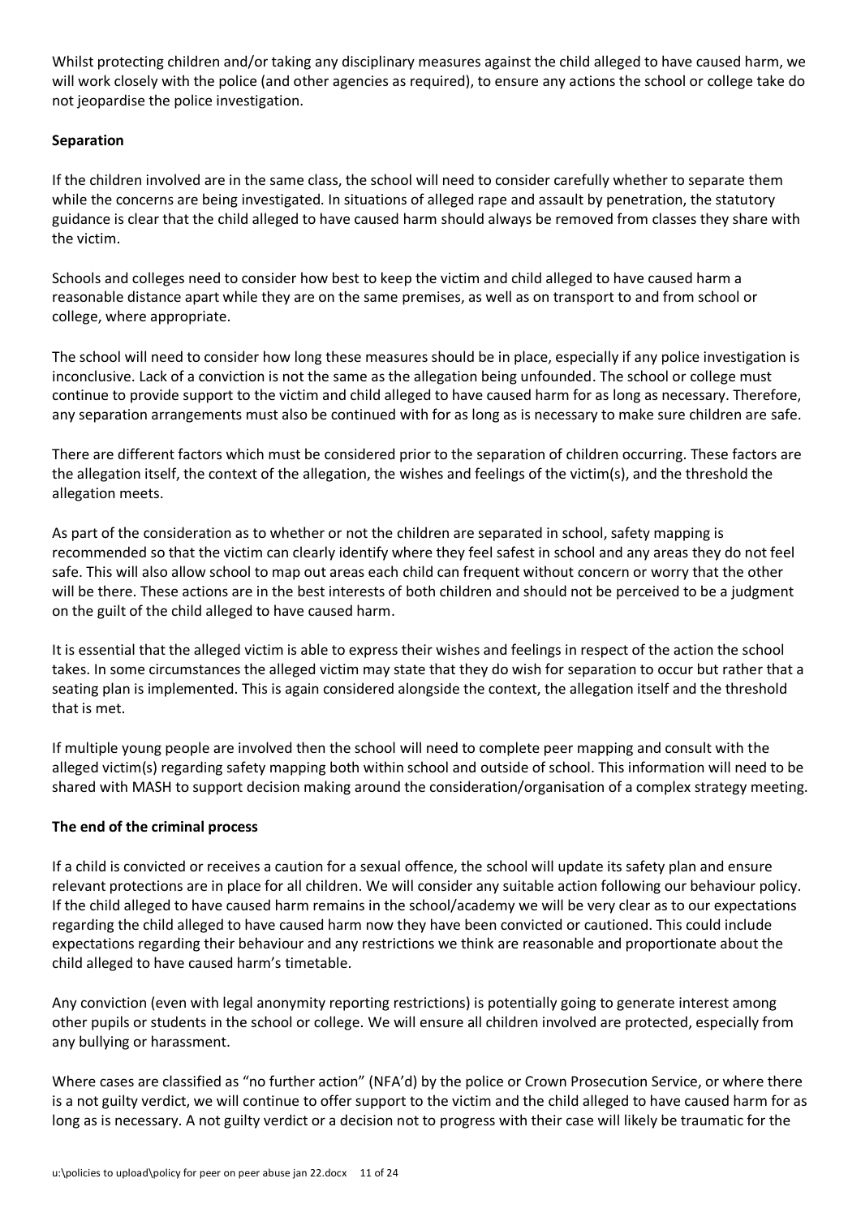Whilst protecting children and/or taking any disciplinary measures against the child alleged to have caused harm, we will work closely with the police (and other agencies as required), to ensure any actions the school or college take do not jeopardise the police investigation.

**Separation**

If the children involved are in the same class, the school will need to consider carefully whether to separate them while the concerns are being investigated. In situations of alleged rape and assault by penetration, the statutory guidance is clear that the child alleged to have caused harm should always be removed from classes they share with the victim.

Schools and colleges need to consider how best to keep the victim and child alleged to have caused harm a reasonable distance apart while they are on the same premises, as well as on transport to and from school or college, where appropriate.

The school will need to consider how long these measures should be in place, especially if any police investigation is inconclusive. Lack of a conviction is not the same as the allegation being unfounded. The school or college must continue to provide support to the victim and child alleged to have caused harm for as long as necessary. Therefore, any separation arrangements must also be continued with for as long as is necessary to make sure children are safe.

There are different factors which must be considered prior to the separation of children occurring. These factors are the allegation itself, the context of the allegation, the wishes and feelings of the victim(s), and the threshold the allegation meets.

As part of the consideration as to whether or not the children are separated in school, safety mapping is recommended so that the victim can clearly identify where they feel safest in school and any areas they do not feel safe. This will also allow school to map out areas each child can frequent without concern or worry that the other will be there. These actions are in the best interests of both children and should not be perceived to be a judgment on the guilt of the child alleged to have caused harm.

It is essential that the alleged victim is able to express their wishes and feelings in respect of the action the school takes. In some circumstances the alleged victim may state that they do wish for separation to occur but rather that a seating plan is implemented. This is again considered alongside the context, the allegation itself and the threshold that is met.

If multiple young people are involved then the school will need to complete peer mapping and consult with the alleged victim(s) regarding safety mapping both within school and outside of school. This information will need to be shared with MASH to support decision making around the consideration/organisation of a complex strategy meeting.

**The end of the criminal process**

If a child is convicted or receives a caution for a sexual offence, the school will update its safety plan and ensure relevant protections are in place for all children. We will consider any suitable action following our behaviour policy. If the child alleged to have caused harm remains in the school/academy we will be very clear as to our expectations regarding the child alleged to have caused harm now they have been convicted or cautioned. This could include expectations regarding their behaviour and any restrictions we think are reasonable and proportionate about the child alleged to have caused harm's timetable.

Any conviction (even with legal anonymity reporting restrictions) is potentially going to generate interest among other pupils or students in the school or college. We will ensure all children involved are protected, especially from any bullying or harassment.

Where cases are classified as "no further action" (NFA'd) by the police or Crown Prosecution Service, or where there is a not guilty verdict, we will continue to offer support to the victim and the child alleged to have caused harm for as long as is necessary. A not guilty verdict or a decision not to progress with their case will likely be traumatic for the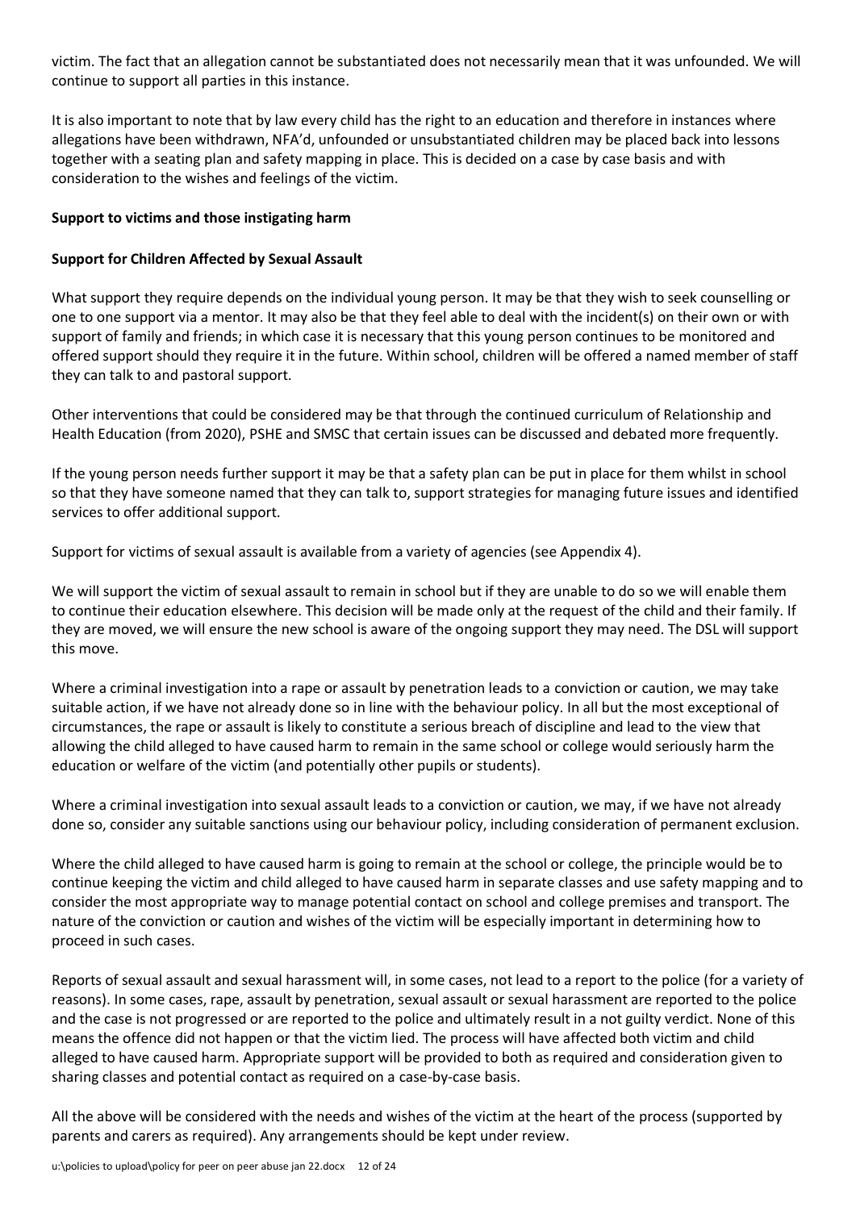victim. The fact that an allegation cannot be substantiated does not necessarily mean that it was unfounded. We will continue to support all parties in this instance.

It is also important to note that by law every child has the right to an education and therefore in instances where allegations have been withdrawn, NFA'd, unfounded or unsubstantiated children may be placed back into lessons together with a seating plan and safety mapping in place. This is decided on a case by case basis and with consideration to the wishes and feelings of the victim.

**Support to victims and those instigating harm**

**Support for Children Affected by Sexual Assault**

What support they require depends on the individual young person. It may be that they wish to seek counselling or one to one support via a mentor. It may also be that they feel able to deal with the incident(s) on their own or with support of family and friends; in which case it is necessary that this young person continues to be monitored and offered support should they require it in the future. Within school, children will be offered a named member of staff they can talk to and pastoral support.

Other interventions that could be considered may be that through the continued curriculum of Relationship and Health Education (from 2020), PSHE and SMSC that certain issues can be discussed and debated more frequently.

If the young person needs further support it may be that a safety plan can be put in place for them whilst in school so that they have someone named that they can talk to, support strategies for managing future issues and identified services to offer additional support.

Support for victims of sexual assault is available from a variety of agencies (see Appendix 4).

We will support the victim of sexual assault to remain in school but if they are unable to do so we will enable them to continue their education elsewhere. This decision will be made only at the request of the child and their family. If they are moved, we will ensure the new school is aware of the ongoing support they may need. The DSL will support this move.

Where a criminal investigation into a rape or assault by penetration leads to a conviction or caution, we may take suitable action, if we have not already done so in line with the behaviour policy. In all but the most exceptional of circumstances, the rape or assault is likely to constitute a serious breach of discipline and lead to the view that allowing the child alleged to have caused harm to remain in the same school or college would seriously harm the education or welfare of the victim (and potentially other pupils or students).

Where a criminal investigation into sexual assault leads to a conviction or caution, we may, if we have not already done so, consider any suitable sanctions using our behaviour policy, including consideration of permanent exclusion.

Where the child alleged to have caused harm is going to remain at the school or college, the principle would be to continue keeping the victim and child alleged to have caused harm in separate classes and use safety mapping and to consider the most appropriate way to manage potential contact on school and college premises and transport. The nature of the conviction or caution and wishes of the victim will be especially important in determining how to proceed in such cases.

Reports of sexual assault and sexual harassment will, in some cases, not lead to a report to the police (for a variety of reasons). In some cases, rape, assault by penetration, sexual assault or sexual harassment are reported to the police and the case is not progressed or are reported to the police and ultimately result in a not guilty verdict. None of this means the offence did not happen or that the victim lied. The process will have affected both victim and child alleged to have caused harm. Appropriate support will be provided to both as required and consideration given to sharing classes and potential contact as required on a case-by-case basis.

All the above will be considered with the needs and wishes of the victim at the heart of the process (supported by parents and carers as required). Any arrangements should be kept under review.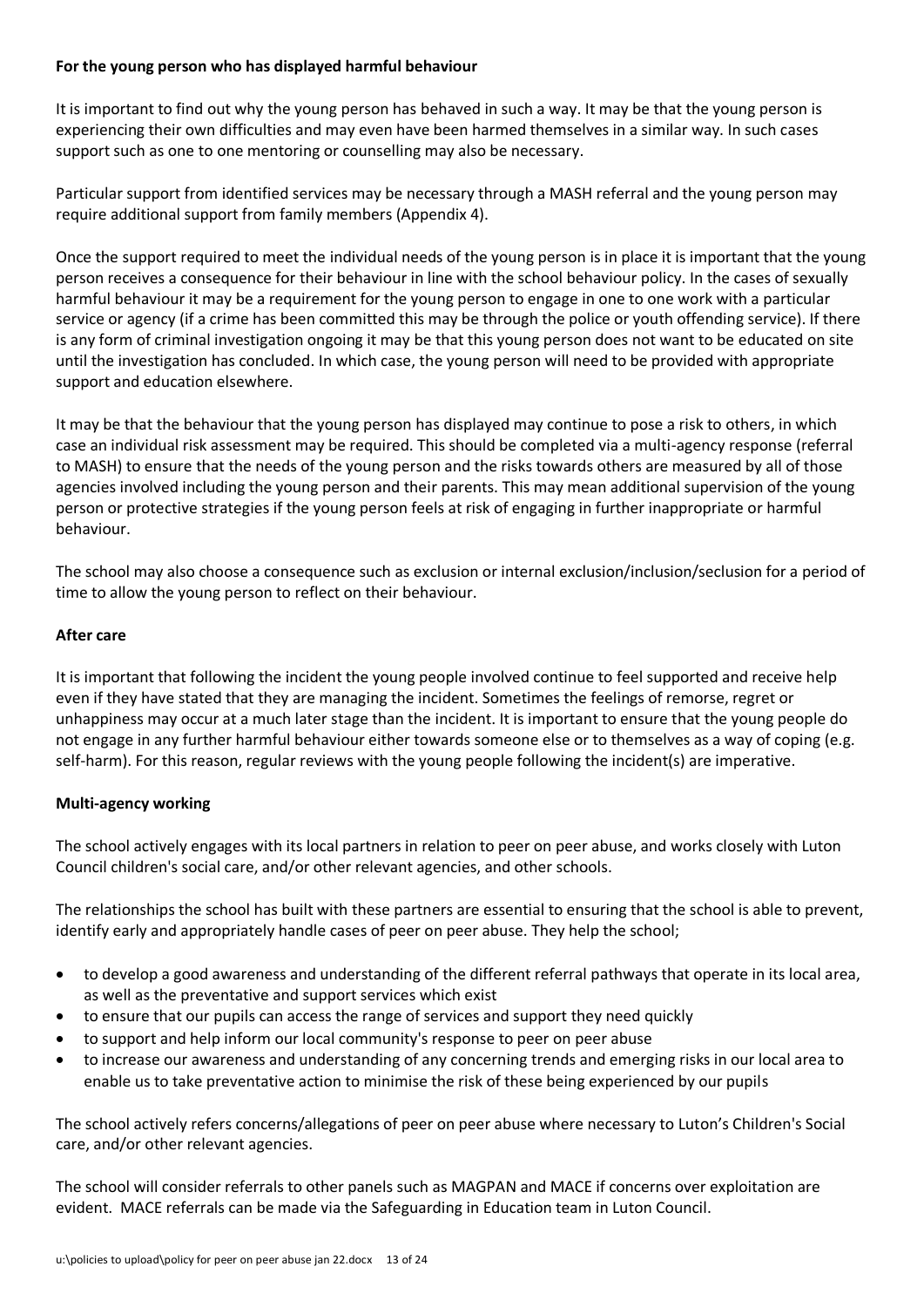**For the young person who has displayed harmful behaviour**

It is important to find out why the young person has behaved in such a way. It may be that the young person is experiencing their own difficulties and may even have been harmed themselves in a similar way. In such cases support such as one to one mentoring or counselling may also be necessary.

Particular support from identified services may be necessary through a MASH referral and the young person may require additional support from family members (Appendix 4).

Once the support required to meet the individual needs of the young person is in place it is important that the young person receives a consequence for their behaviour in line with the school behaviour policy. In the cases of sexually harmful behaviour it may be a requirement for the young person to engage in one to one work with a particular service or agency (if a crime has been committed this may be through the police or youth offending service). If there is any form of criminal investigation ongoing it may be that this young person does not want to be educated on site until the investigation has concluded. In which case, the young person will need to be provided with appropriate support and education elsewhere.

It may be that the behaviour that the young person has displayed may continue to pose a risk to others, in which case an individual risk assessment may be required. This should be completed via a multi-agency response (referral to MASH) to ensure that the needs of the young person and the risks towards others are measured by all of those agencies involved including the young person and their parents. This may mean additional supervision of the young person or protective strategies if the young person feels at risk of engaging in further inappropriate or harmful behaviour.

The school may also choose a consequence such as exclusion or internal exclusion/inclusion/seclusion for a period of time to allow the young person to reflect on their behaviour.

**After care**

It is important that following the incident the young people involved continue to feel supported and receive help even if they have stated that they are managing the incident. Sometimes the feelings of remorse, regret or unhappiness may occur at a much later stage than the incident. It is important to ensure that the young people do not engage in any further harmful behaviour either towards someone else or to themselves as a way of coping (e.g. self-harm). For this reason, regular reviews with the young people following the incident(s) are imperative.

**Multi-agency working**

The school actively engages with its local partners in relation to peer on peer abuse, and works closely with Luton Council children's social care, and/or other relevant agencies, and other schools.

The relationships the school has built with these partners are essential to ensuring that the school is able to prevent, identify early and appropriately handle cases of peer on peer abuse. They help the school;

- to develop a good awareness and understanding of the different referral pathways that operate in its local area, as well as the preventative and support services which exist
- to ensure that our pupils can access the range of services and support they need quickly
- to support and help inform our local community's response to peer on peer abuse
- to increase our awareness and understanding of any concerning trends and emerging risks in our local area to enable us to take preventative action to minimise the risk of these being experienced by our pupils

The school actively refers concerns/allegations of peer on peer abuse where necessary to Luton's Children's Social care, and/or other relevant agencies.

The school will consider referrals to other panels such as MAGPAN and MACE if concerns over exploitation are evident. MACE referrals can be made via the Safeguarding in Education team in Luton Council.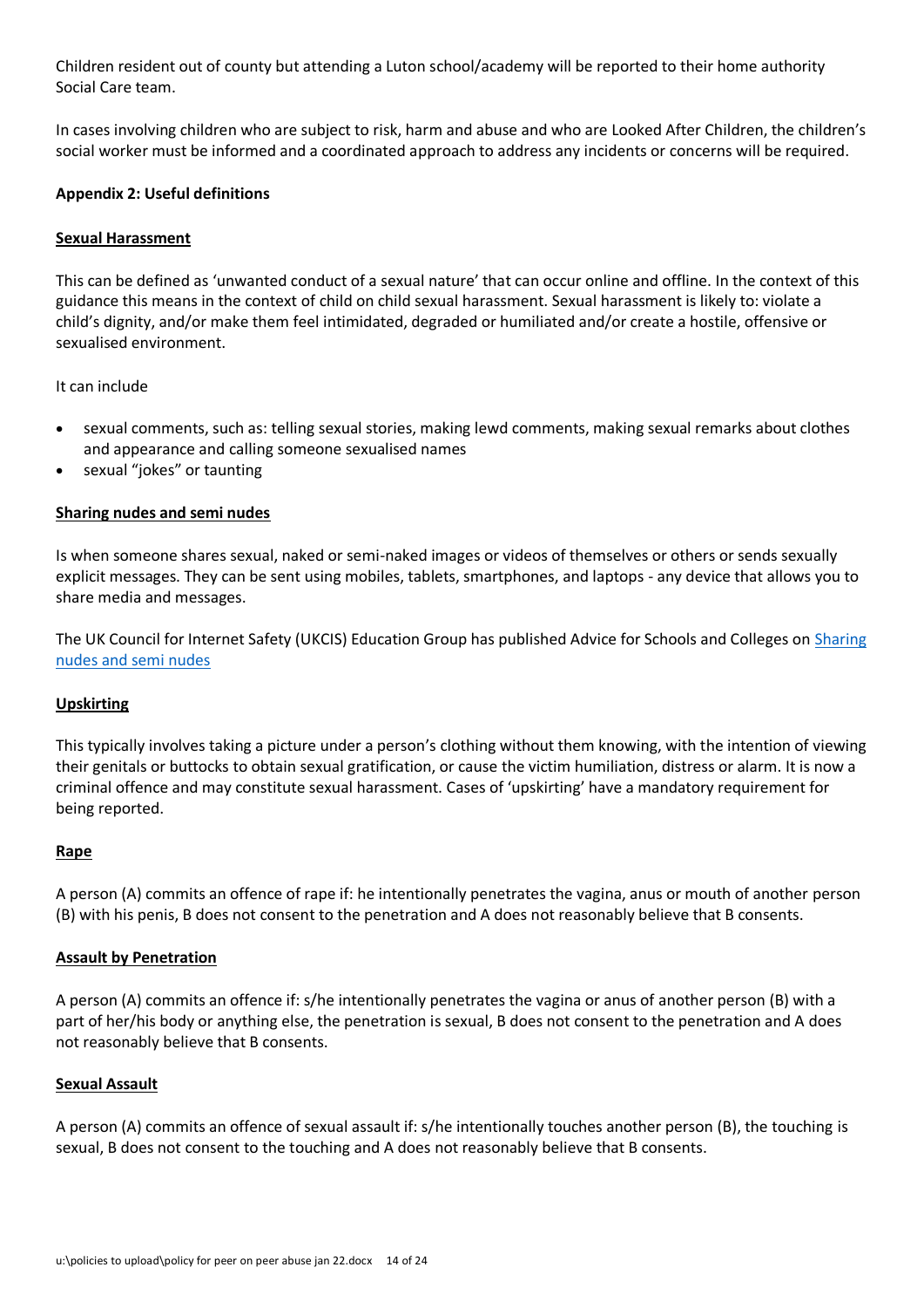Children resident out of county but attending a Luton school/academy will be reported to their home authority Social Care team.

In cases involving children who are subject to risk, harm and abuse and who are Looked After Children, the children's social worker must be informed and a coordinated approach to address any incidents or concerns will be required.

**Appendix 2: Useful definitions**

**Sexual Harassment**

This can be defined as 'unwanted conduct of a sexual nature' that can occur online and offline. In the context of this guidance this means in the context of child on child sexual harassment. Sexual harassment is likely to: violate a child's dignity, and/or make them feel intimidated, degraded or humiliated and/or create a hostile, offensive or sexualised environment.

It can include

- sexual comments, such as: telling sexual stories, making lewd comments, making sexual remarks about clothes and appearance and calling someone sexualised names
- sexual "jokes" or taunting

**Sharing nudes and semi nudes**

Is when someone shares sexual, naked or semi-naked images or videos of themselves or others or sends sexually explicit messages. They can be sent using mobiles, tablets, smartphones, and laptops - any device that allows you to share media and messages.

The UK Council for Internet Safety (UKCIS) Education Group has published Advice for Schools and Colleges on Sharing nudes and semi nudes

**Upskirting**

This typically involves taking a picture under a person's clothing without them knowing, with the intention of viewing their genitals or buttocks to obtain sexual gratification, or cause the victim humiliation, distress or alarm. It is now a criminal offence and may constitute sexual harassment. Cases of 'upskirting' have a mandatory requirement for being reported.

**Rape**

A person (A) commits an offence of rape if: he intentionally penetrates the vagina, anus or mouth of another person (B) with his penis, B does not consent to the penetration and A does not reasonably believe that B consents.

**Assault by Penetration**

A person (A) commits an offence if: s/he intentionally penetrates the vagina or anus of another person (B) with a part of her/his body or anything else, the penetration is sexual, B does not consent to the penetration and A does not reasonably believe that B consents.

**Sexual Assault**

A person (A) commits an offence of sexual assault if: s/he intentionally touches another person (B), the touching is sexual, B does not consent to the touching and A does not reasonably believe that B consents.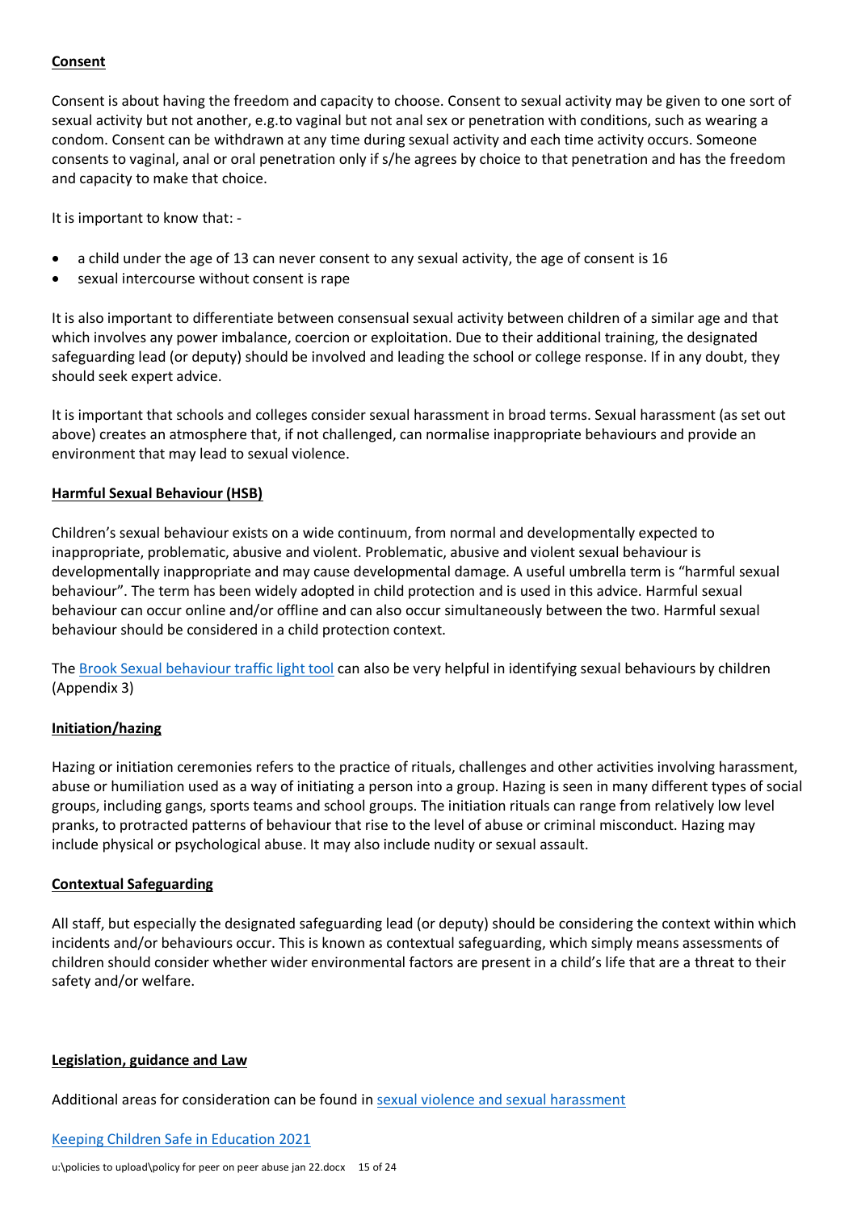**Consent**

Consent is about having the freedom and capacity to choose. Consent to sexual activity may be given to one sort of sexual activity but not another, e.g.to vaginal but not anal sex or penetration with conditions, such as wearing a condom. Consent can be withdrawn at any time during sexual activity and each time activity occurs. Someone consents to vaginal, anal or oral penetration only if s/he agrees by choice to that penetration and has the freedom and capacity to make that choice.

It is important to know that: -

- a child under the age of 13 can never consent to any sexual activity, the age of consent is 16
- sexual intercourse without consent is rape

It is also important to differentiate between consensual sexual activity between children of a similar age and that which involves any power imbalance, coercion or exploitation. Due to their additional training, the designated safeguarding lead (or deputy) should be involved and leading the school or college response. If in any doubt, they should seek expert advice.

It is important that schools and colleges consider sexual harassment in broad terms. Sexual harassment (as set out above) creates an atmosphere that, if not challenged, can normalise inappropriate behaviours and provide an environment that may lead to sexual violence.

**Harmful Sexual Behaviour (HSB)**

Children's sexual behaviour exists on a wide continuum, from normal and developmentally expected to inappropriate, problematic, abusive and violent. Problematic, abusive and violent sexual behaviour is developmentally inappropriate and may cause developmental damage. A useful umbrella term is "harmful sexual behaviour". The term has been widely adopted in child protection and is used in this advice. Harmful sexual behaviour can occur online and/or offline and can also occur simultaneously between the two. Harmful sexual behaviour should be considered in a child protection context.

The Brook Sexual behaviour traffic light tool can also be very helpful in identifying sexual behaviours by children (Appendix 3)

**Initiation/hazing**

Hazing or initiation ceremonies refers to the practice of rituals, challenges and other activities involving harassment, abuse or humiliation used as a way of initiating a person into a group. Hazing is seen in many different types of social groups, including gangs, sports teams and school groups. The initiation rituals can range from relatively low level pranks, to protracted patterns of behaviour that rise to the level of abuse or criminal misconduct. Hazing may include physical or psychological abuse. It may also include nudity or sexual assault.

**Contextual Safeguarding**

All staff, but especially the designated safeguarding lead (or deputy) should be considering the context within which incidents and/or behaviours occur. This is known as contextual safeguarding, which simply means assessments of children should consider whether wider environmental factors are present in a child's life that are a threat to their safety and/or welfare.

**Legislation, guidance and Law**

Additional areas for consideration can be found in sexual violence and sexual harassment

Keeping Children Safe in Education 2021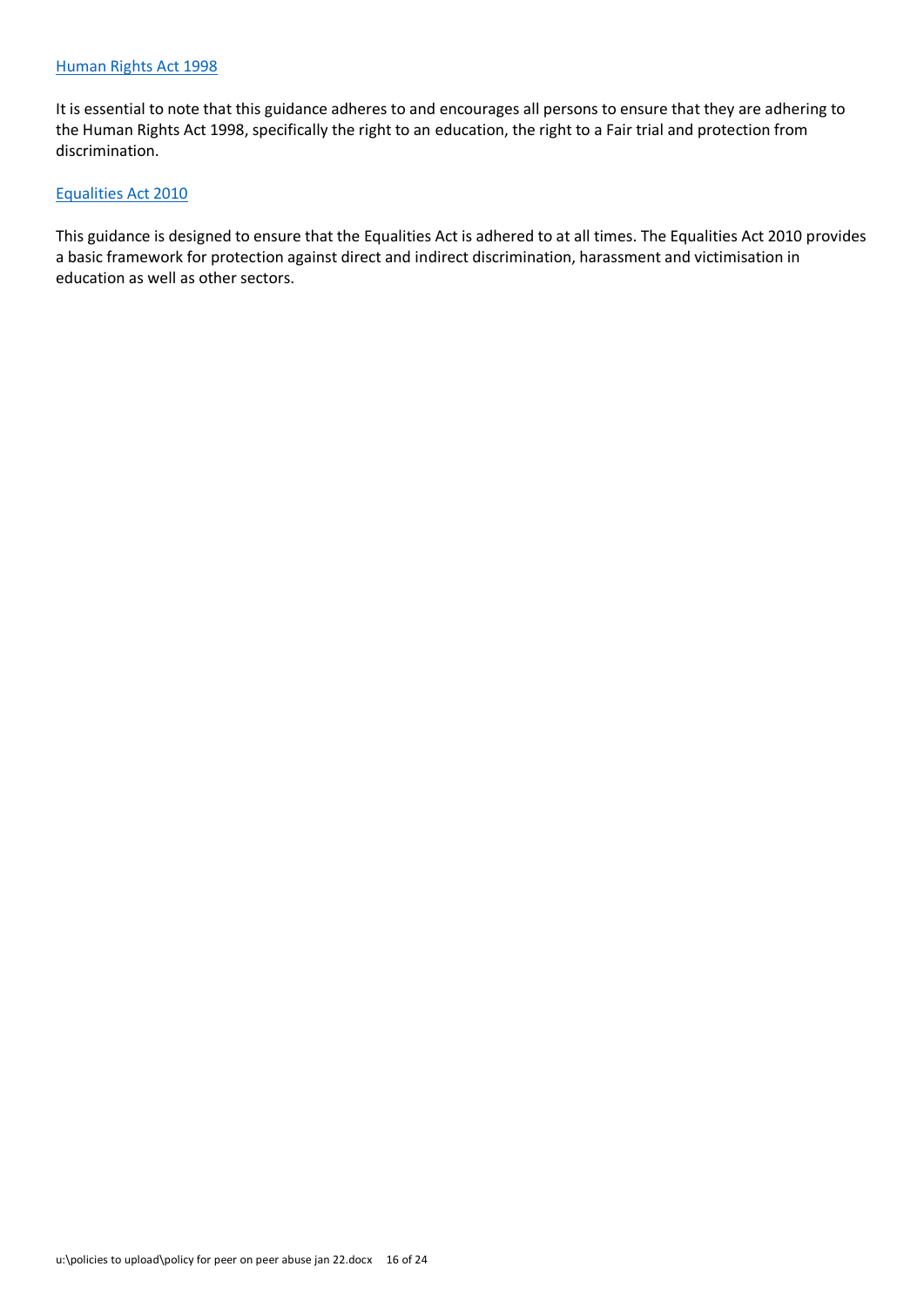[Human Rights Act 1998]

It is essential to note that this guidance adheres to and encourages all persons to ensure that they are adhering to the Human Rights Act 1998, specifically the right to an education, the right to a Fair trial and protection from discrimination.

[Equalities Act 2010]

This guidance is designed to ensure that the Equalities Act is adhered to at all times. The Equalities Act 2010 provides a basic framework for protection against direct and indirect discrimination, harassment and victimisation in education as well as other sectors.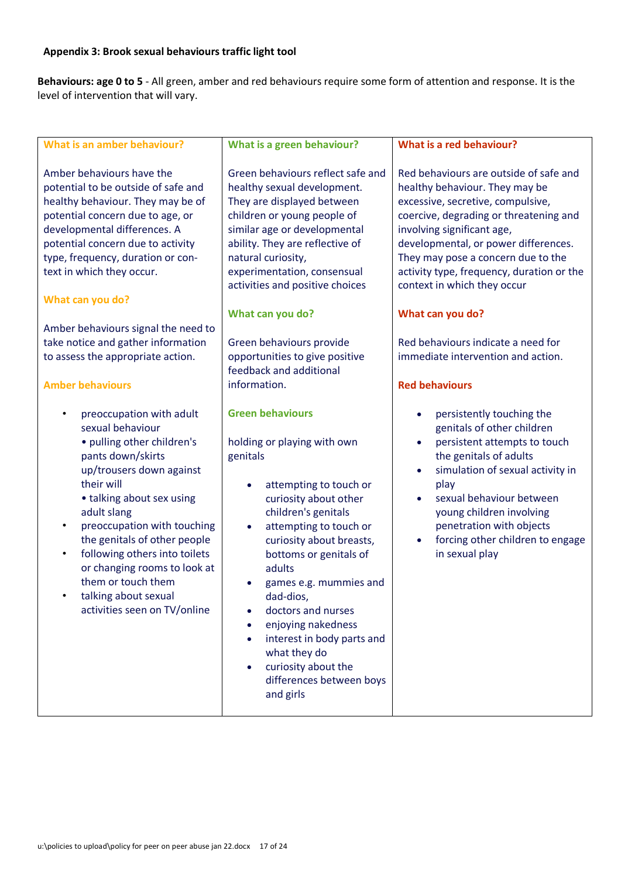**Appendix 3: Brook sexual behaviours traffic light tool**

**Behaviours: age 0 to 5** - All green, amber and red behaviours require some form of attention and response. It is the level of intervention that will vary.

| What is an amber behaviour? | What is a green behaviour? | What is a red behaviour? |
|---|---|---|
| Amber behaviours have the potential to be outside of safe and healthy behaviour. They may be of potential concern due to age, or developmental differences. A potential concern due to activity type, frequency, duration or con-text in which they occur.<br><br>**What can you do?**<br><br>Amber behaviours signal the need to take notice and gather information to assess the appropriate action.<br><br>**Amber behaviours**<br><br>• preoccupation with adult sexual behaviour<br>• pulling other children's pants down/skirts up/trousers down against their will<br>• talking about sex using adult slang<br>• preoccupation with touching the genitals of other people<br>• following others into toilets or changing rooms to look at them or touch them<br>• talking about sexual activities seen on TV/online | Green behaviours reflect safe and healthy sexual development. They are displayed between children or young people of similar age or developmental ability. They are reflective of natural curiosity, experimentation, consensual activities and positive choices<br><br>**What can you do?**<br><br>Green behaviours provide opportunities to give positive feedback and additional information.<br><br>**Green behaviours**<br><br>holding or playing with own genitals<br><br>• attempting to touch or curiosity about other children's genitals<br>• attempting to touch or curiosity about breasts, bottoms or genitals of adults<br>• games e.g. mummies and dad-dios,<br>• doctors and nurses<br>• enjoying nakedness<br>• interest in body parts and what they do<br>• curiosity about the differences between boys and girls | Red behaviours are outside of safe and healthy behaviour. They may be excessive, secretive, compulsive, coercive, degrading or threatening and involving significant age, developmental, or power differences. They may pose a concern due to the activity type, frequency, duration or the context in which they occur<br><br>**What can you do?**<br><br>Red behaviours indicate a need for immediate intervention and action.<br><br>**Red behaviours**<br><br>• persistently touching the genitals of other children<br>• persistent attempts to touch the genitals of adults<br>• simulation of sexual activity in play<br>• sexual behaviour between young children involving penetration with objects<br>• forcing other children to engage in sexual play |

u:\policies to upload\policy for peer on peer abuse jan 22.docx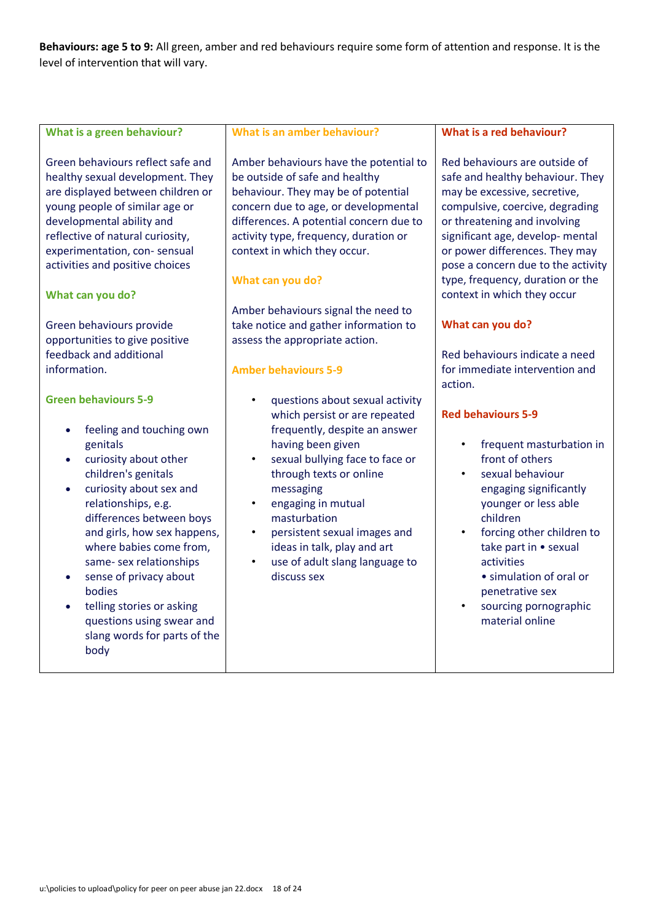**Behaviours: age 5 to 9:** All green, amber and red behaviours require some form of attention and response. It is the level of intervention that will vary.

| What is a green behaviour? | What is an amber behaviour? | What is a red behaviour? |
| --- | --- | --- |
| Green behaviours reflect safe and healthy sexual development. They are displayed between children or young people of similar age or developmental ability and reflective of natural curiosity, experimentation, con- sensual activities and positive choices<br><br>**What can you do?**<br><br>Green behaviours provide opportunities to give positive feedback and additional information.<br><br>**Green behaviours 5-9**<br><br>• feeling and touching own genitals<br>• curiosity about other children's genitals<br>• curiosity about sex and relationships, e.g. differences between boys and girls, how sex happens, where babies come from, same- sex relationships<br>• sense of privacy about bodies<br>• telling stories or asking questions using swear and slang words for parts of the body | Amber behaviours have the potential to be outside of safe and healthy behaviour. They may be of potential concern due to age, or developmental differences. A potential concern due to activity type, frequency, duration or context in which they occur.<br><br>**What can you do?**<br><br>Amber behaviours signal the need to take notice and gather information to assess the appropriate action.<br><br>**Amber behaviours 5-9**<br><br>• questions about sexual activity which persist or are repeated frequently, despite an answer having been given<br>• sexual bullying face to face or through texts or online messaging<br>• engaging in mutual masturbation<br>• persistent sexual images and ideas in talk, play and art<br>• use of adult slang language to discuss sex | Red behaviours are outside of safe and healthy behaviour. They may be excessive, secretive, compulsive, coercive, degrading or threatening and involving significant age, develop- mental or power differences. They may pose a concern due to the activity type, frequency, duration or the context in which they occur<br><br>**What can you do?**<br><br>Red behaviours indicate a need for immediate intervention and action.<br><br>**Red behaviours 5-9**<br><br>• frequent masturbation in front of others<br>• sexual behaviour engaging significantly younger or less able children<br>• forcing other children to take part in • sexual activities<br>• simulation of oral or penetrative sex<br>• sourcing pornographic material online |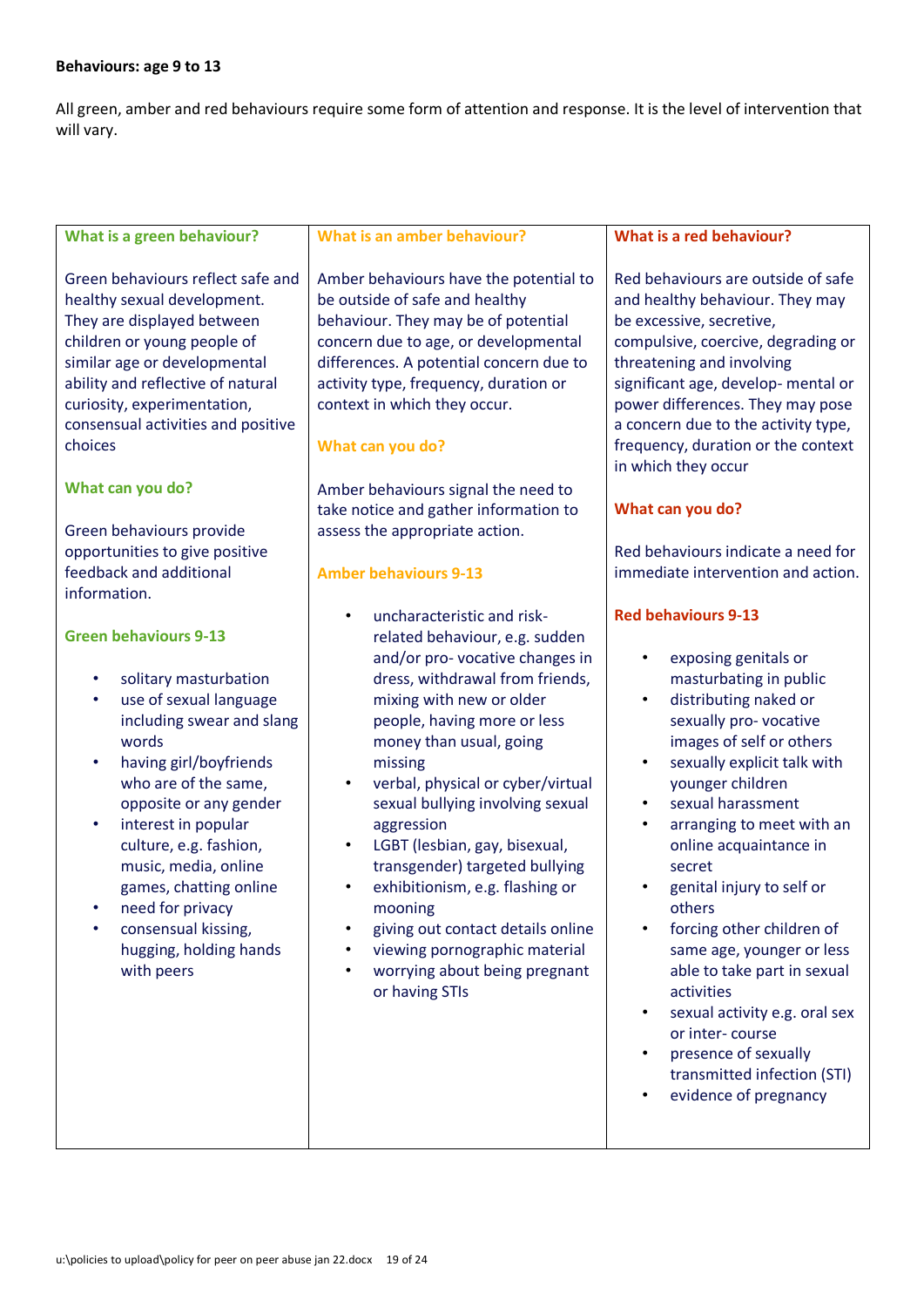**Behaviours: age 9 to 13**

All green, amber and red behaviours require some form of attention and response. It is the level of intervention that will vary.

### What is a green behaviour?

Green behaviours reflect safe and healthy sexual development. They are displayed between children or young people of similar age or developmental ability and reflective of natural curiosity, experimentation, consensual activities and positive choices

### What can you do?

Green behaviours provide opportunities to give positive feedback and additional information.

### Green behaviours 9-13

- solitary masturbation
- use of sexual language including swear and slang words
- having girl/boyfriends who are of the same, opposite or any gender
- interest in popular culture, e.g. fashion, music, media, online games, chatting online
- need for privacy
- consensual kissing, hugging, holding hands with peers

### What is an amber behaviour?

Amber behaviours have the potential to be outside of safe and healthy behaviour. They may be of potential concern due to age, or developmental differences. A potential concern due to activity type, frequency, duration or context in which they occur.

### What can you do?

Amber behaviours signal the need to take notice and gather information to assess the appropriate action.

### Amber behaviours 9-13

- uncharacteristic and risk-related behaviour, e.g. sudden and/or pro- vocative changes in dress, withdrawal from friends, mixing with new or older people, having more or less money than usual, going missing
- verbal, physical or cyber/virtual sexual bullying involving sexual aggression
- LGBT (lesbian, gay, bisexual, transgender) targeted bullying
- exhibitionism, e.g. flashing or mooning
- giving out contact details online
- viewing pornographic material
- worrying about being pregnant or having STIs

### What is a red behaviour?

Red behaviours are outside of safe and healthy behaviour. They may be excessive, secretive, compulsive, coercive, degrading or threatening and involving significant age, develop- mental or power differences. They may pose a concern due to the activity type, frequency, duration or the context in which they occur

### What can you do?

Red behaviours indicate a need for immediate intervention and action.

### Red behaviours 9-13

- exposing genitals or masturbating in public
- distributing naked or sexually pro- vocative images of self or others
- sexually explicit talk with younger children
- sexual harassment
- arranging to meet with an online acquaintance in secret
- genital injury to self or others
- forcing other children of same age, younger or less able to take part in sexual activities
- sexual activity e.g. oral sex or inter- course
- presence of sexually transmitted infection (STI)
- evidence of pregnancy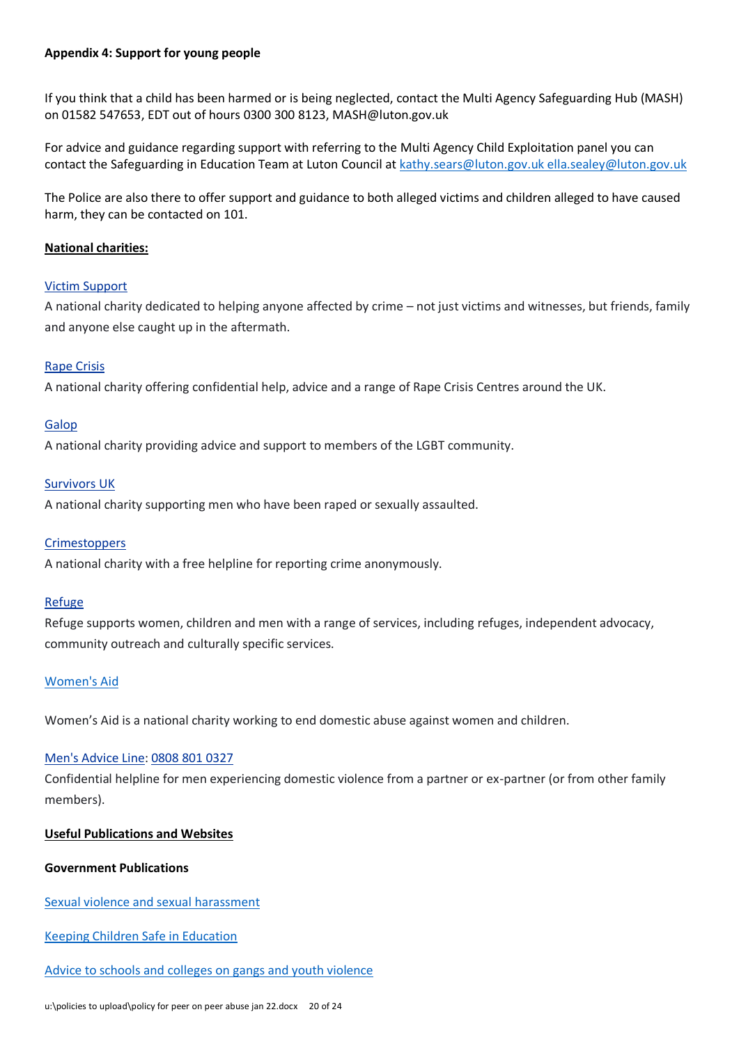**Appendix 4: Support for young people**

If you think that a child has been harmed or is being neglected, contact the Multi Agency Safeguarding Hub (MASH) on 01582 547653, EDT out of hours 0300 300 8123, MASH@luton.gov.uk

For advice and guidance regarding support with referring to the Multi Agency Child Exploitation panel you can contact the Safeguarding in Education Team at Luton Council at kathy.sears@luton.gov.uk ella.sealey@luton.gov.uk

The Police are also there to offer support and guidance to both alleged victims and children alleged to have caused harm, they can be contacted on 101.

**National charities:**

Victim Support

A national charity dedicated to helping anyone affected by crime – not just victims and witnesses, but friends, family and anyone else caught up in the aftermath.

Rape Crisis

A national charity offering confidential help, advice and a range of Rape Crisis Centres around the UK.

Galop

A national charity providing advice and support to members of the LGBT community.

Survivors UK

A national charity supporting men who have been raped or sexually assaulted.

Crimestoppers

A national charity with a free helpline for reporting crime anonymously.

Refuge

Refuge supports women, children and men with a range of services, including refuges, independent advocacy, community outreach and culturally specific services.

Women's Aid

Women's Aid is a national charity working to end domestic abuse against women and children.

Men's Advice Line: 0808 801 0327

Confidential helpline for men experiencing domestic violence from a partner or ex-partner (or from other family members).

**Useful Publications and Websites**

**Government Publications**

Sexual violence and sexual harassment

Keeping Children Safe in Education

Advice to schools and colleges on gangs and youth violence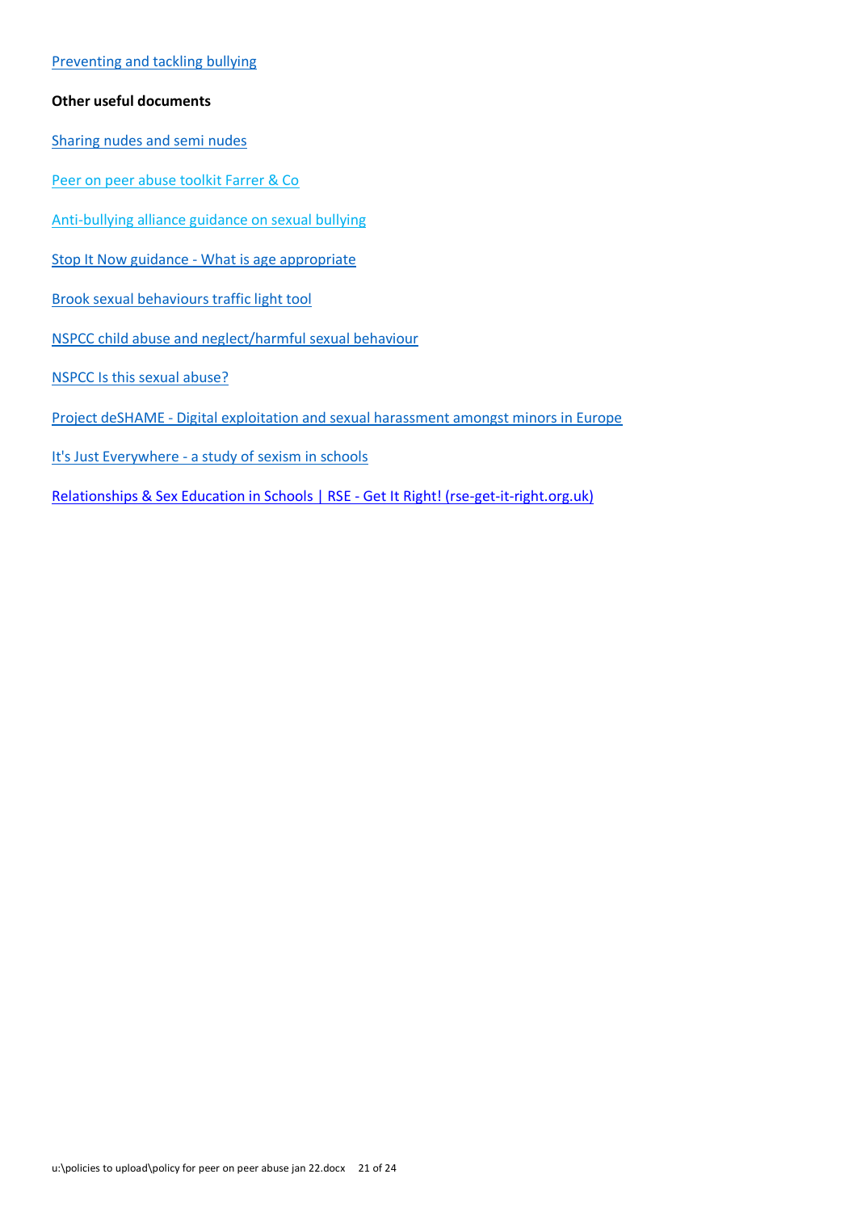Preventing and tackling bullying

**Other useful documents**

Sharing nudes and semi nudes

Peer on peer abuse toolkit Farrer & Co

Anti-bullying alliance guidance on sexual bullying

Stop It Now guidance - What is age appropriate

Brook sexual behaviours traffic light tool

NSPCC child abuse and neglect/harmful sexual behaviour

NSPCC Is this sexual abuse?

Project deSHAME - Digital exploitation and sexual harassment amongst minors in Europe

It's Just Everywhere - a study of sexism in schools

Relationships & Sex Education in Schools | RSE - Get It Right! (rse-get-it-right.org.uk)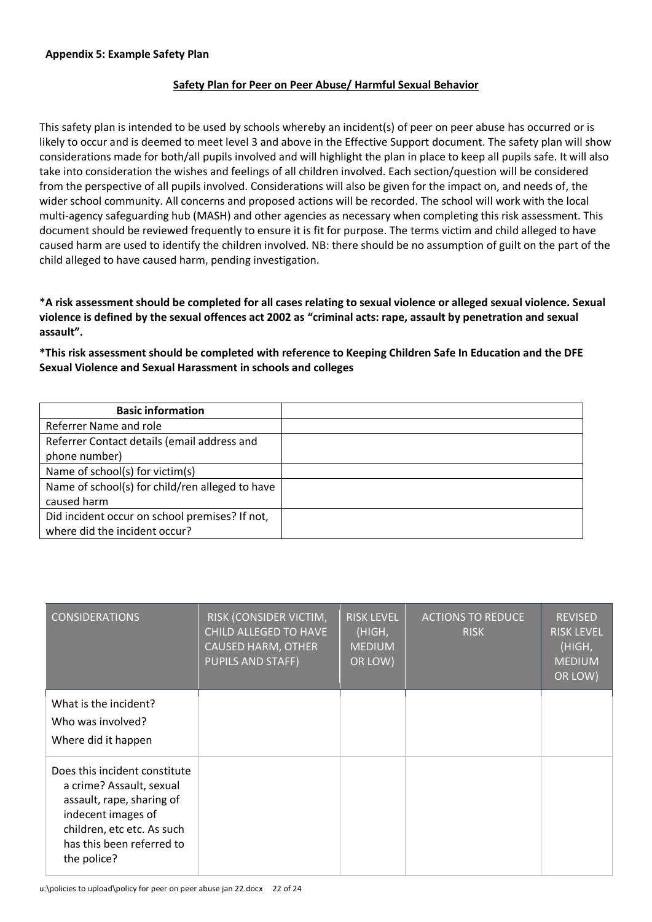**Appendix 5: Example Safety Plan**

**Safety Plan for Peer on Peer Abuse/ Harmful Sexual Behavior**

This safety plan is intended to be used by schools whereby an incident(s) of peer on peer abuse has occurred or is likely to occur and is deemed to meet level 3 and above in the Effective Support document. The safety plan will show considerations made for both/all pupils involved and will highlight the plan in place to keep all pupils safe. It will also take into consideration the wishes and feelings of all children involved. Each section/question will be considered from the perspective of all pupils involved. Considerations will also be given for the impact on, and needs of, the wider school community. All concerns and proposed actions will be recorded. The school will work with the local multi-agency safeguarding hub (MASH) and other agencies as necessary when completing this risk assessment. This document should be reviewed frequently to ensure it is fit for purpose. The terms victim and child alleged to have caused harm are used to identify the children involved. NB: there should be no assumption of guilt on the part of the child alleged to have caused harm, pending investigation.

**\*A risk assessment should be completed for all cases relating to sexual violence or alleged sexual violence. Sexual violence is defined by the sexual offences act 2002 as "criminal acts: rape, assault by penetration and sexual assault".**

**\*This risk assessment should be completed with reference to Keeping Children Safe In Education and the DFE Sexual Violence and Sexual Harassment in schools and colleges**

| **Basic information** | |
|---|---|
| Referrer Name and role | |
| Referrer Contact details (email address and phone number) | |
| Name of school(s) for victim(s) | |
| Name of school(s) for child/ren alleged to have caused harm | |
| Did incident occur on school premises? If not, where did the incident occur? | |

| CONSIDERATIONS | RISK (CONSIDER VICTIM, CHILD ALLEGED TO HAVE CAUSED HARM, OTHER PUPILS AND STAFF) | RISK LEVEL (HIGH, MEDIUM OR LOW) | ACTIONS TO REDUCE RISK | REVISED RISK LEVEL (HIGH, MEDIUM OR LOW) |
|---|---|---|---|---|
| What is the incident?<br>Who was involved?<br>Where did it happen | | | | |
| Does this incident constitute a crime? Assault, sexual assault, rape, sharing of indecent images of children, etc etc. As such has this been referred to the police? | | | | |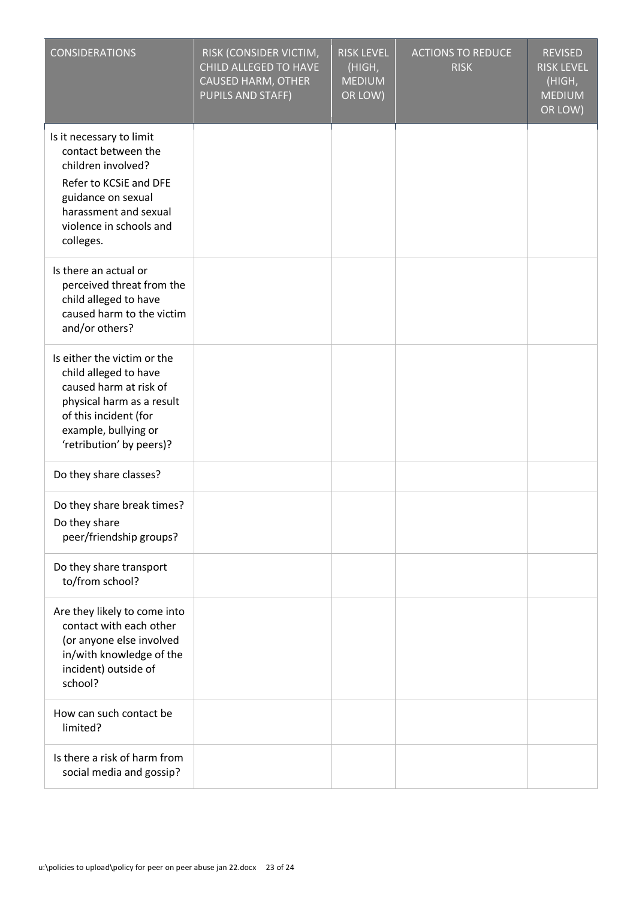| CONSIDERATIONS | RISK (CONSIDER VICTIM, CHILD ALLEGED TO HAVE CAUSED HARM, OTHER PUPILS AND STAFF) | RISK LEVEL (HIGH, MEDIUM OR LOW) | ACTIONS TO REDUCE RISK | REVISED RISK LEVEL (HIGH, MEDIUM OR LOW) |
|---|---|---|---|---|
| Is it necessary to limit contact between the children involved? Refer to KCSiE and DFE guidance on sexual harassment and sexual violence in schools and colleges. | | | | |
| Is there an actual or perceived threat from the child alleged to have caused harm to the victim and/or others? | | | | |
| Is either the victim or the child alleged to have caused harm at risk of physical harm as a result of this incident (for example, bullying or 'retribution' by peers)? | | | | |
| Do they share classes? | | | | |
| Do they share break times? Do they share peer/friendship groups? | | | | |
| Do they share transport to/from school? | | | | |
| Are they likely to come into contact with each other (or anyone else involved in/with knowledge of the incident) outside of school? | | | | |
| How can such contact be limited? | | | | |
| Is there a risk of harm from social media and gossip? | | | | |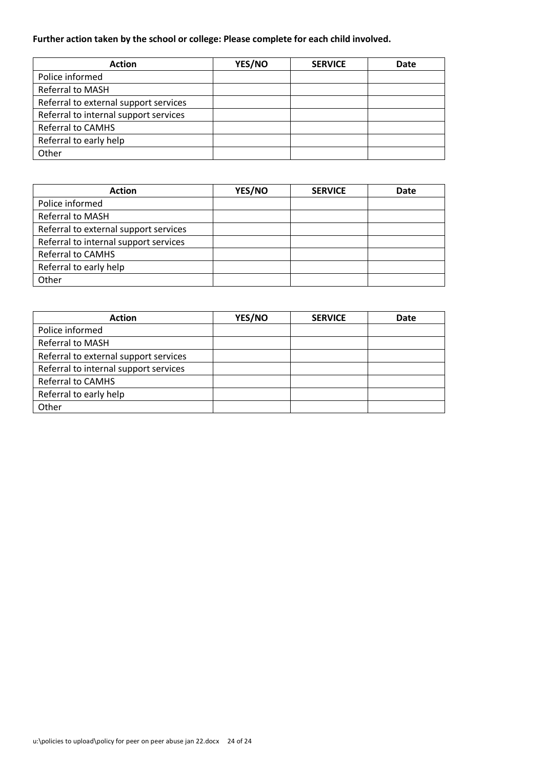**Further action taken by the school or college: Please complete for each child involved.**

| Action | YES/NO | SERVICE | Date |
|---|---|---|---|
| Police informed | | | |
| Referral to MASH | | | |
| Referral to external support services | | | |
| Referral to internal support services | | | |
| Referral to CAMHS | | | |
| Referral to early help | | | |
| Other | | | |

| Action | YES/NO | SERVICE | Date |
|---|---|---|---|
| Police informed | | | |
| Referral to MASH | | | |
| Referral to external support services | | | |
| Referral to internal support services | | | |
| Referral to CAMHS | | | |
| Referral to early help | | | |
| Other | | | |

| Action | YES/NO | SERVICE | Date |
|---|---|---|---|
| Police informed | | | |
| Referral to MASH | | | |
| Referral to external support services | | | |
| Referral to internal support services | | | |
| Referral to CAMHS | | | |
| Referral to early help | | | |
| Other | | | |